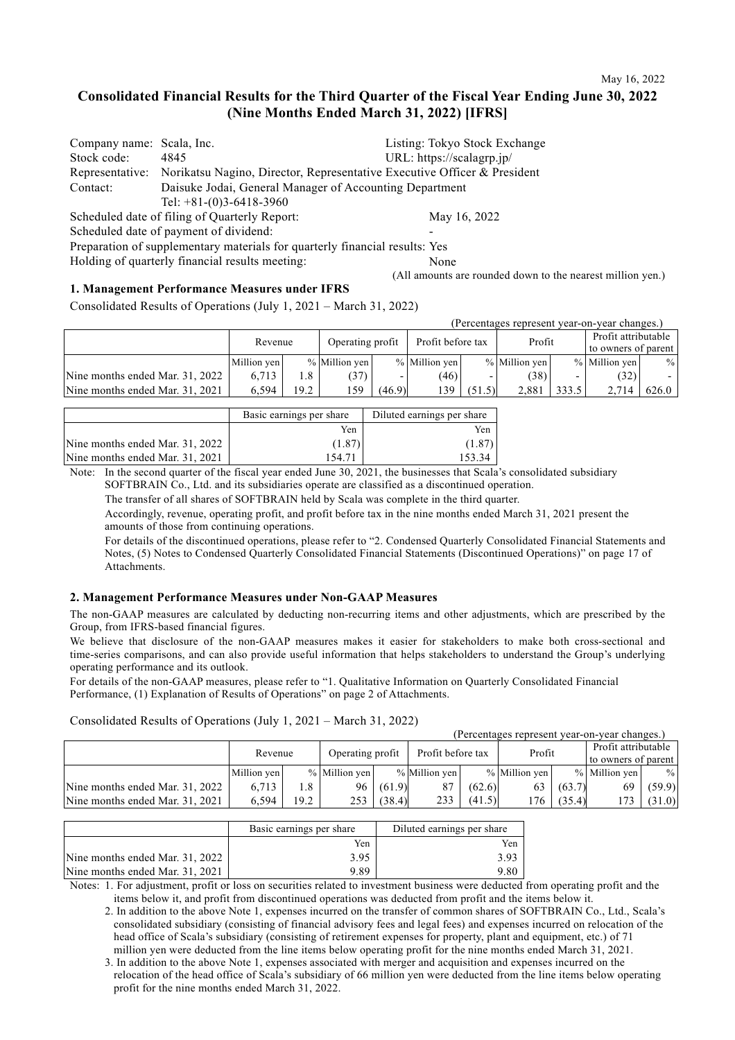May 16, 2022

# Consolidated Financial Results for the Third Quarter of the Fiscal Year Ending June 30, 2022 (Nine Months Ended March 31, 2022) [IFRS]

| | | | |
|---|---|---|---|
| Company name: | Scala, Inc. | Listing: | Tokyo Stock Exchange |
| Stock code: | 4845 | URL: | https://scalagrp.jp/ |
| Representative: | Norikatsu Nagino, Director, Representative Executive Officer & President | | |
| Contact: | Daisuke Jodai, General Manager of Accounting Department | | |
| | Tel: +81-(0)3-6418-3960 | | |

Scheduled date of filing of Quarterly Report: May 16, 2022

Scheduled date of payment of dividend: -

Preparation of supplementary materials for quarterly financial results: Yes

Holding of quarterly financial results meeting: None

(All amounts are rounded down to the nearest million yen.)

## 1. Management Performance Measures under IFRS

Consolidated Results of Operations (July 1, 2021 – March 31, 2022)

(Percentages represent year-on-year changes.)

| | Revenue | | Operating profit | | Profit before tax | | Profit | | Profit attributable to owners of parent | |
|---|---|---|---|---|---|---|---|---|---|---|
| | Million yen | % | Million yen | % | Million yen | % | Million yen | % | Million yen | % |
| Nine months ended Mar. 31, 2022 | 6,713 | 1.8 | (37) | - | (46) | - | (38) | - | (32) | - |
| Nine months ended Mar. 31, 2021 | 6,594 | 19.2 | 159 | (46.9) | 139 | (51.5) | 2,881 | 333.5 | 2,714 | 626.0 |

| | Basic earnings per share | Diluted earnings per share |
|---|---|---|
| | Yen | Yen |
| Nine months ended Mar. 31, 2022 | (1.87) | (1.87) |
| Nine months ended Mar. 31, 2021 | 154.71 | 153.34 |

Note: In the second quarter of the fiscal year ended June 30, 2021, the businesses that Scala's consolidated subsidiary SOFTBRAIN Co., Ltd. and its subsidiaries operate are classified as a discontinued operation.

The transfer of all shares of SOFTBRAIN held by Scala was complete in the third quarter.

Accordingly, revenue, operating profit, and profit before tax in the nine months ended March 31, 2021 present the amounts of those from continuing operations.

For details of the discontinued operations, please refer to "2. Condensed Quarterly Consolidated Financial Statements and Notes, (5) Notes to Condensed Quarterly Consolidated Financial Statements (Discontinued Operations)" on page 17 of Attachments.

## 2. Management Performance Measures under Non-GAAP Measures

The non-GAAP measures are calculated by deducting non-recurring items and other adjustments, which are prescribed by the Group, from IFRS-based financial figures.

We believe that disclosure of the non-GAAP measures makes it easier for stakeholders to make both cross-sectional and time-series comparisons, and can also provide useful information that helps stakeholders to understand the Group's underlying operating performance and its outlook.

For details of the non-GAAP measures, please refer to "1. Qualitative Information on Quarterly Consolidated Financial Performance, (1) Explanation of Results of Operations" on page 2 of Attachments.

Consolidated Results of Operations (July 1, 2021 – March 31, 2022)

(Percentages represent year-on-year changes.)

| | Revenue | | Operating profit | | Profit before tax | | Profit | | Profit attributable to owners of parent | |
|---|---|---|---|---|---|---|---|---|---|---|
| | Million yen | % | Million yen | % | Million yen | % | Million yen | % | Million yen | % |
| Nine months ended Mar. 31, 2022 | 6,713 | 1.8 | 96 | (61.9) | 87 | (62.6) | 63 | (63.7) | 69 | (59.9) |
| Nine months ended Mar. 31, 2021 | 6,594 | 19.2 | 253 | (38.4) | 233 | (41.5) | 176 | (35.4) | 173 | (31.0) |

| | Basic earnings per share | Diluted earnings per share |
|---|---|---|
| | Yen | Yen |
| Nine months ended Mar. 31, 2022 | 3.95 | 3.93 |
| Nine months ended Mar. 31, 2021 | 9.89 | 9.80 |

Notes: 1. For adjustment, profit or loss on securities related to investment business were deducted from operating profit and the items below it, and profit from discontinued operations was deducted from profit and the items below it.

2. In addition to the above Note 1, expenses incurred on the transfer of common shares of SOFTBRAIN Co., Ltd., Scala's consolidated subsidiary (consisting of financial advisory fees and legal fees) and expenses incurred on relocation of the head office of Scala's subsidiary (consisting of retirement expenses for property, plant and equipment, etc.) of 71 million yen were deducted from the line items below operating profit for the nine months ended March 31, 2021.

3. In addition to the above Note 1, expenses associated with merger and acquisition and expenses incurred on the relocation of the head office of Scala's subsidiary of 66 million yen were deducted from the line items below operating profit for the nine months ended March 31, 2022.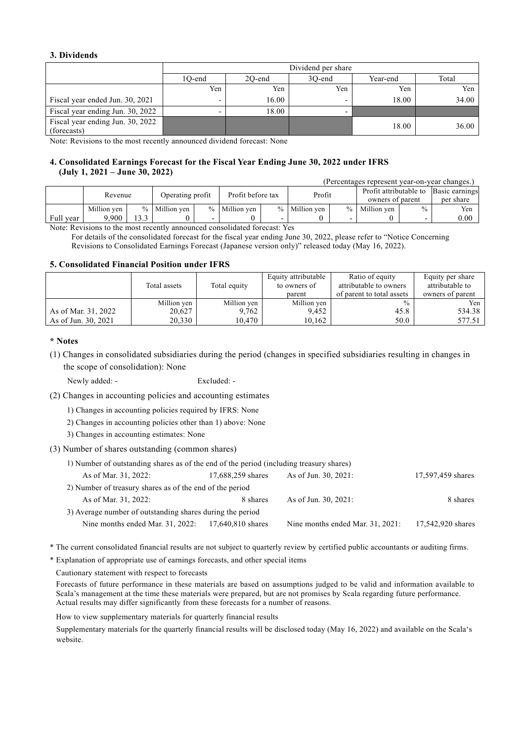### 3. Dividends

| | Dividend per share | | | | |
|---|---|---|---|---|---|
| | 1Q-end | 2Q-end | 3Q-end | Year-end | Total |
| | Yen | Yen | Yen | Yen | Yen |
| Fiscal year ended Jun. 30, 2021 | - | 16.00 | - | 18.00 | 34.00 |
| Fiscal year ending Jun. 30, 2022 | - | 18.00 | - | | |
| Fiscal year ending Jun. 30, 2022 (forecasts) | | | | 18.00 | 36.00 |

Note: Revisions to the most recently announced dividend forecast: None

### 4. Consolidated Earnings Forecast for the Fiscal Year Ending June 30, 2022 under IFRS (July 1, 2021 – June 30, 2022)

(Percentages represent year-on-year changes.)

| | Revenue | | Operating profit | | Profit before tax | | Profit | | Profit attributable to owners of parent | | Basic earnings per share |
|---|---|---|---|---|---|---|---|---|---|---|---|
| | Million yen | % | Million yen | % | Million yen | % | Million yen | % | Million yen | % | Yen |
| Full year | 9,900 | 13.3 | 0 | - | 0 | - | 0 | - | 0 | - | 0.00 |

Note: Revisions to the most recently announced consolidated forecast: Yes

For details of the consolidated forecast for the fiscal year ending June 30, 2022, please refer to "Notice Concerning Revisions to Consolidated Earnings Forecast (Japanese version only)" released today (May 16, 2022).

### 5. Consolidated Financial Position under IFRS

| | Total assets | Total equity | Equity attributable to owners of parent | Ratio of equity attributable to owners of parent to total assets | Equity per share attributable to owners of parent |
|---|---|---|---|---|---|
| | Million yen | Million yen | Million yen | % | Yen |
| As of Mar. 31, 2022 | 20,627 | 9,762 | 9,452 | 45.8 | 534.38 |
| As of Jun. 30, 2021 | 20,330 | 10,470 | 10,162 | 50.0 | 577.51 |

### * Notes

(1) Changes in consolidated subsidiaries during the period (changes in specified subsidiaries resulting in changes in the scope of consolidation): None

Newly added: - Excluded: -

(2) Changes in accounting policies and accounting estimates

1) Changes in accounting policies required by IFRS: None

2) Changes in accounting policies other than 1) above: None

3) Changes in accounting estimates: None

(3) Number of shares outstanding (common shares)

1) Number of outstanding shares as of the end of the period (including treasury shares)

| | | | |
|---|---|---|---|
| As of Mar. 31, 2022: | 17,688,259 shares | As of Jun. 30, 2021: | 17,597,459 shares |

2) Number of treasury shares as of the end of the period

| | | | |
|---|---|---|---|
| As of Mar. 31, 2022: | 8 shares | As of Jun. 30, 2021: | 8 shares |

3) Average number of outstanding shares during the period

| | | | |
|---|---|---|---|
| Nine months ended Mar. 31, 2022: | 17,640,810 shares | Nine months ended Mar. 31, 2021: | 17,542,920 shares |

* The current consolidated financial results are not subject to quarterly review by certified public accountants or auditing firms.

* Explanation of appropriate use of earnings forecasts, and other special items

Cautionary statement with respect to forecasts

Forecasts of future performance in these materials are based on assumptions judged to be valid and information available to Scala's management at the time these materials were prepared, but are not promises by Scala regarding future performance. Actual results may differ significantly from these forecasts for a number of reasons.

How to view supplementary materials for quarterly financial results

Supplementary materials for the quarterly financial results will be disclosed today (May 16, 2022) and available on the Scala's website.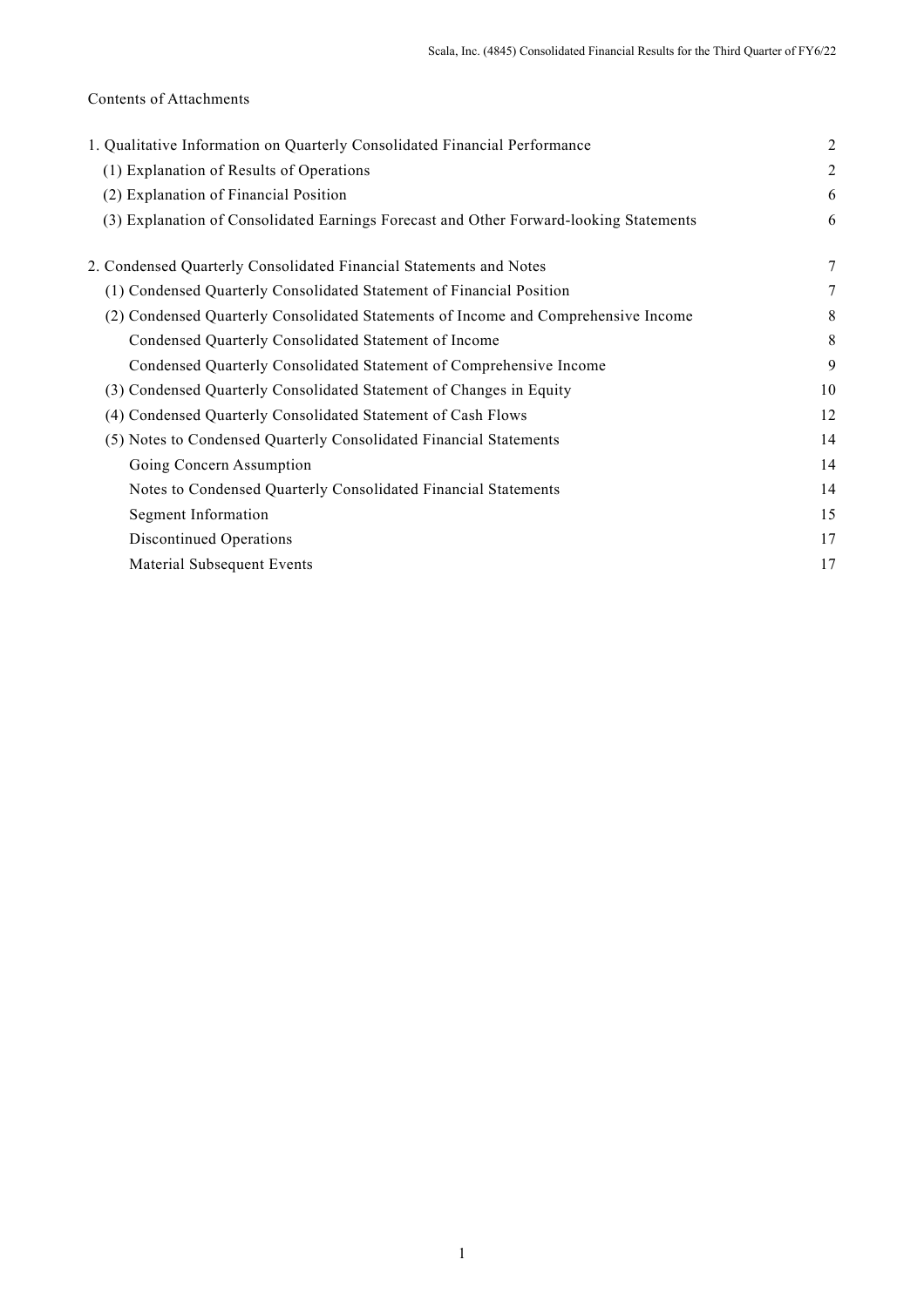Contents of Attachments

| | |
|---|---|
| 1. Qualitative Information on Quarterly Consolidated Financial Performance | 2 |
| (1) Explanation of Results of Operations | 2 |
| (2) Explanation of Financial Position | 6 |
| (3) Explanation of Consolidated Earnings Forecast and Other Forward-looking Statements | 6 |
| 2. Condensed Quarterly Consolidated Financial Statements and Notes | 7 |
| (1) Condensed Quarterly Consolidated Statement of Financial Position | 7 |
| (2) Condensed Quarterly Consolidated Statements of Income and Comprehensive Income | 8 |
| Condensed Quarterly Consolidated Statement of Income | 8 |
| Condensed Quarterly Consolidated Statement of Comprehensive Income | 9 |
| (3) Condensed Quarterly Consolidated Statement of Changes in Equity | 10 |
| (4) Condensed Quarterly Consolidated Statement of Cash Flows | 12 |
| (5) Notes to Condensed Quarterly Consolidated Financial Statements | 14 |
| Going Concern Assumption | 14 |
| Notes to Condensed Quarterly Consolidated Financial Statements | 14 |
| Segment Information | 15 |
| Discontinued Operations | 17 |
| Material Subsequent Events | 17 |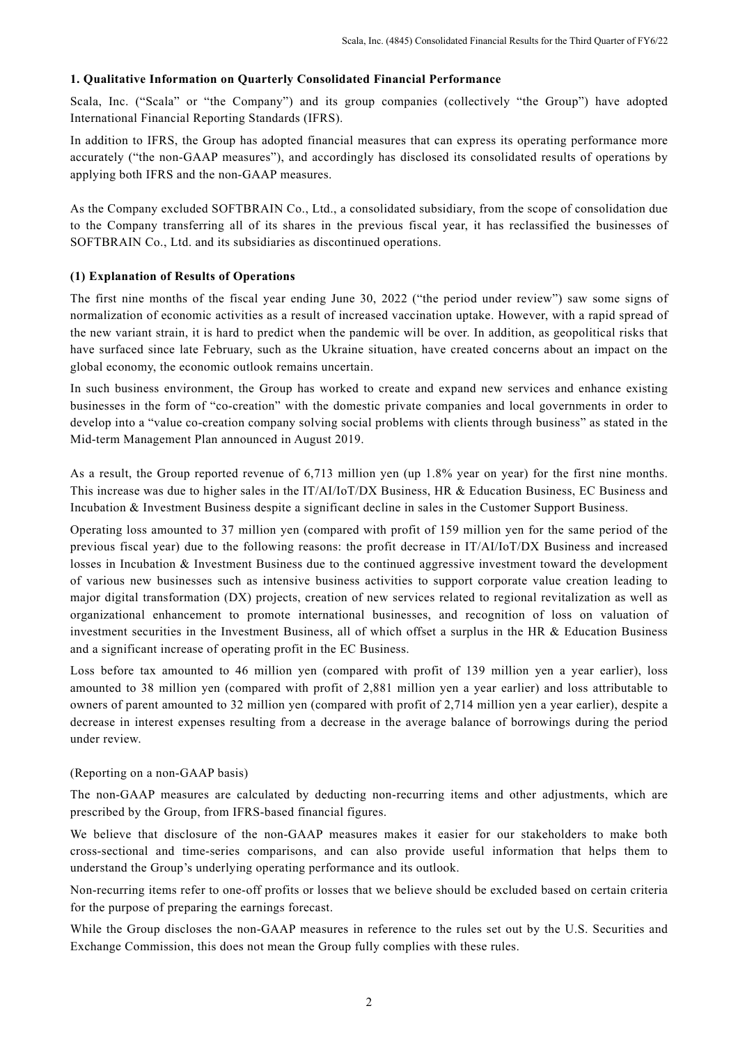## 1. Qualitative Information on Quarterly Consolidated Financial Performance

Scala, Inc. ("Scala" or "the Company") and its group companies (collectively "the Group") have adopted International Financial Reporting Standards (IFRS).

In addition to IFRS, the Group has adopted financial measures that can express its operating performance more accurately ("the non-GAAP measures"), and accordingly has disclosed its consolidated results of operations by applying both IFRS and the non-GAAP measures.

As the Company excluded SOFTBRAIN Co., Ltd., a consolidated subsidiary, from the scope of consolidation due to the Company transferring all of its shares in the previous fiscal year, it has reclassified the businesses of SOFTBRAIN Co., Ltd. and its subsidiaries as discontinued operations.

### (1) Explanation of Results of Operations

The first nine months of the fiscal year ending June 30, 2022 ("the period under review") saw some signs of normalization of economic activities as a result of increased vaccination uptake. However, with a rapid spread of the new variant strain, it is hard to predict when the pandemic will be over. In addition, as geopolitical risks that have surfaced since late February, such as the Ukraine situation, have created concerns about an impact on the global economy, the economic outlook remains uncertain.

In such business environment, the Group has worked to create and expand new services and enhance existing businesses in the form of "co-creation" with the domestic private companies and local governments in order to develop into a "value co-creation company solving social problems with clients through business" as stated in the Mid-term Management Plan announced in August 2019.

As a result, the Group reported revenue of 6,713 million yen (up 1.8% year on year) for the first nine months. This increase was due to higher sales in the IT/AI/IoT/DX Business, HR & Education Business, EC Business and Incubation & Investment Business despite a significant decline in sales in the Customer Support Business.

Operating loss amounted to 37 million yen (compared with profit of 159 million yen for the same period of the previous fiscal year) due to the following reasons: the profit decrease in IT/AI/IoT/DX Business and increased losses in Incubation & Investment Business due to the continued aggressive investment toward the development of various new businesses such as intensive business activities to support corporate value creation leading to major digital transformation (DX) projects, creation of new services related to regional revitalization as well as organizational enhancement to promote international businesses, and recognition of loss on valuation of investment securities in the Investment Business, all of which offset a surplus in the HR & Education Business and a significant increase of operating profit in the EC Business.

Loss before tax amounted to 46 million yen (compared with profit of 139 million yen a year earlier), loss amounted to 38 million yen (compared with profit of 2,881 million yen a year earlier) and loss attributable to owners of parent amounted to 32 million yen (compared with profit of 2,714 million yen a year earlier), despite a decrease in interest expenses resulting from a decrease in the average balance of borrowings during the period under review.

(Reporting on a non-GAAP basis)

The non-GAAP measures are calculated by deducting non-recurring items and other adjustments, which are prescribed by the Group, from IFRS-based financial figures.

We believe that disclosure of the non-GAAP measures makes it easier for our stakeholders to make both cross-sectional and time-series comparisons, and can also provide useful information that helps them to understand the Group's underlying operating performance and its outlook.

Non-recurring items refer to one-off profits or losses that we believe should be excluded based on certain criteria for the purpose of preparing the earnings forecast.

While the Group discloses the non-GAAP measures in reference to the rules set out by the U.S. Securities and Exchange Commission, this does not mean the Group fully complies with these rules.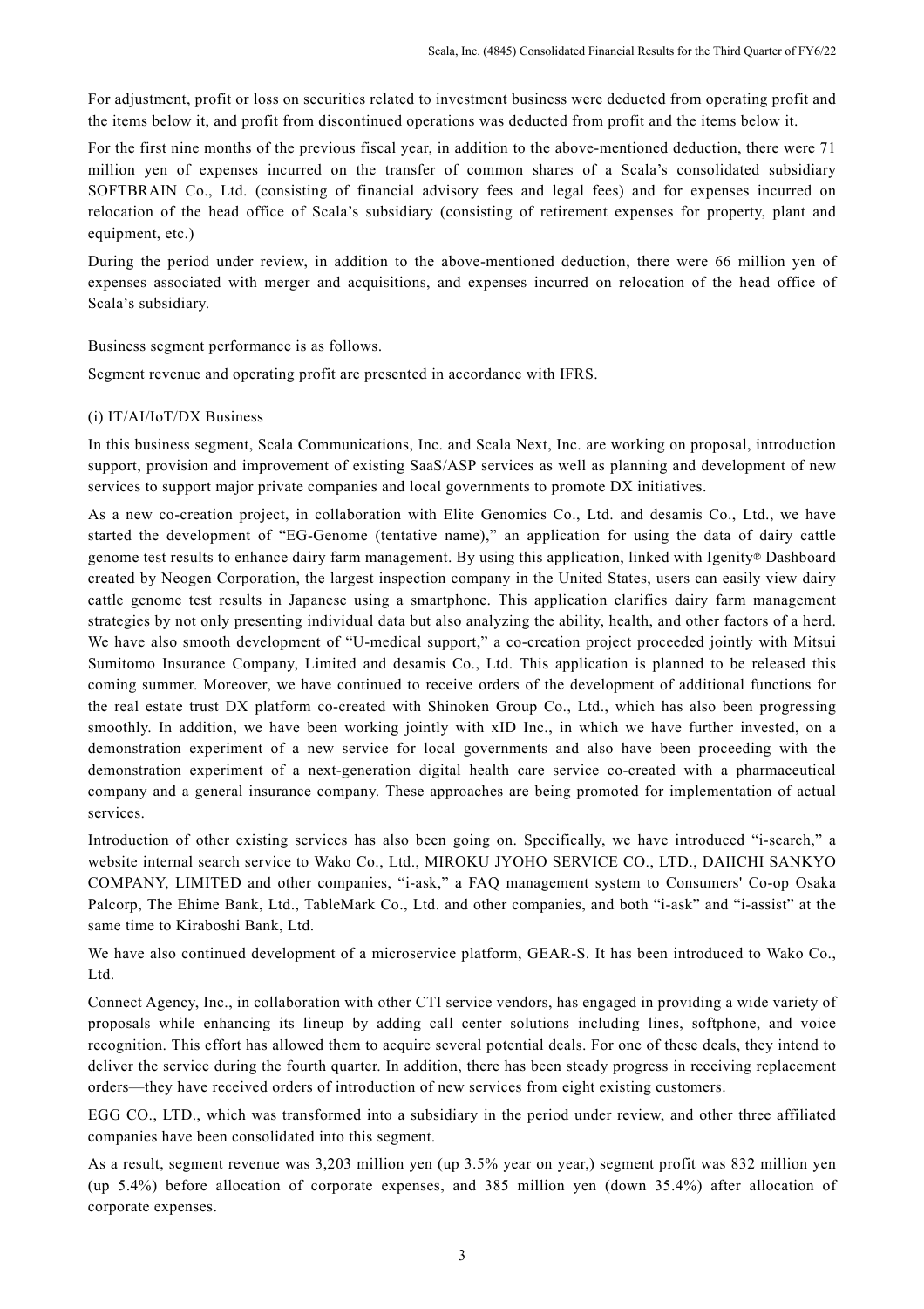For adjustment, profit or loss on securities related to investment business were deducted from operating profit and the items below it, and profit from discontinued operations was deducted from profit and the items below it.

For the first nine months of the previous fiscal year, in addition to the above-mentioned deduction, there were 71 million yen of expenses incurred on the transfer of common shares of a Scala's consolidated subsidiary SOFTBRAIN Co., Ltd. (consisting of financial advisory fees and legal fees) and for expenses incurred on relocation of the head office of Scala's subsidiary (consisting of retirement expenses for property, plant and equipment, etc.)

During the period under review, in addition to the above-mentioned deduction, there were 66 million yen of expenses associated with merger and acquisitions, and expenses incurred on relocation of the head office of Scala's subsidiary.

Business segment performance is as follows.

Segment revenue and operating profit are presented in accordance with IFRS.

(i) IT/AI/IoT/DX Business

In this business segment, Scala Communications, Inc. and Scala Next, Inc. are working on proposal, introduction support, provision and improvement of existing SaaS/ASP services as well as planning and development of new services to support major private companies and local governments to promote DX initiatives.

As a new co-creation project, in collaboration with Elite Genomics Co., Ltd. and desamis Co., Ltd., we have started the development of "EG-Genome (tentative name)," an application for using the data of dairy cattle genome test results to enhance dairy farm management. By using this application, linked with Igenity® Dashboard created by Neogen Corporation, the largest inspection company in the United States, users can easily view dairy cattle genome test results in Japanese using a smartphone. This application clarifies dairy farm management strategies by not only presenting individual data but also analyzing the ability, health, and other factors of a herd. We have also smooth development of "U-medical support," a co-creation project proceeded jointly with Mitsui Sumitomo Insurance Company, Limited and desamis Co., Ltd. This application is planned to be released this coming summer. Moreover, we have continued to receive orders of the development of additional functions for the real estate trust DX platform co-created with Shinoken Group Co., Ltd., which has also been progressing smoothly. In addition, we have been working jointly with xID Inc., in which we have further invested, on a demonstration experiment of a new service for local governments and also have been proceeding with the demonstration experiment of a next-generation digital health care service co-created with a pharmaceutical company and a general insurance company. These approaches are being promoted for implementation of actual services.

Introduction of other existing services has also been going on. Specifically, we have introduced "i-search," a website internal search service to Wako Co., Ltd., MIROKU JYOHO SERVICE CO., LTD., DAIICHI SANKYO COMPANY, LIMITED and other companies, "i-ask," a FAQ management system to Consumers' Co-op Osaka Palcorp, The Ehime Bank, Ltd., TableMark Co., Ltd. and other companies, and both "i-ask" and "i-assist" at the same time to Kiraboshi Bank, Ltd.

We have also continued development of a microservice platform, GEAR-S. It has been introduced to Wako Co., Ltd.

Connect Agency, Inc., in collaboration with other CTI service vendors, has engaged in providing a wide variety of proposals while enhancing its lineup by adding call center solutions including lines, softphone, and voice recognition. This effort has allowed them to acquire several potential deals. For one of these deals, they intend to deliver the service during the fourth quarter. In addition, there has been steady progress in receiving replacement orders—they have received orders of introduction of new services from eight existing customers.

EGG CO., LTD., which was transformed into a subsidiary in the period under review, and other three affiliated companies have been consolidated into this segment.

As a result, segment revenue was 3,203 million yen (up 3.5% year on year,) segment profit was 832 million yen (up 5.4%) before allocation of corporate expenses, and 385 million yen (down 35.4%) after allocation of corporate expenses.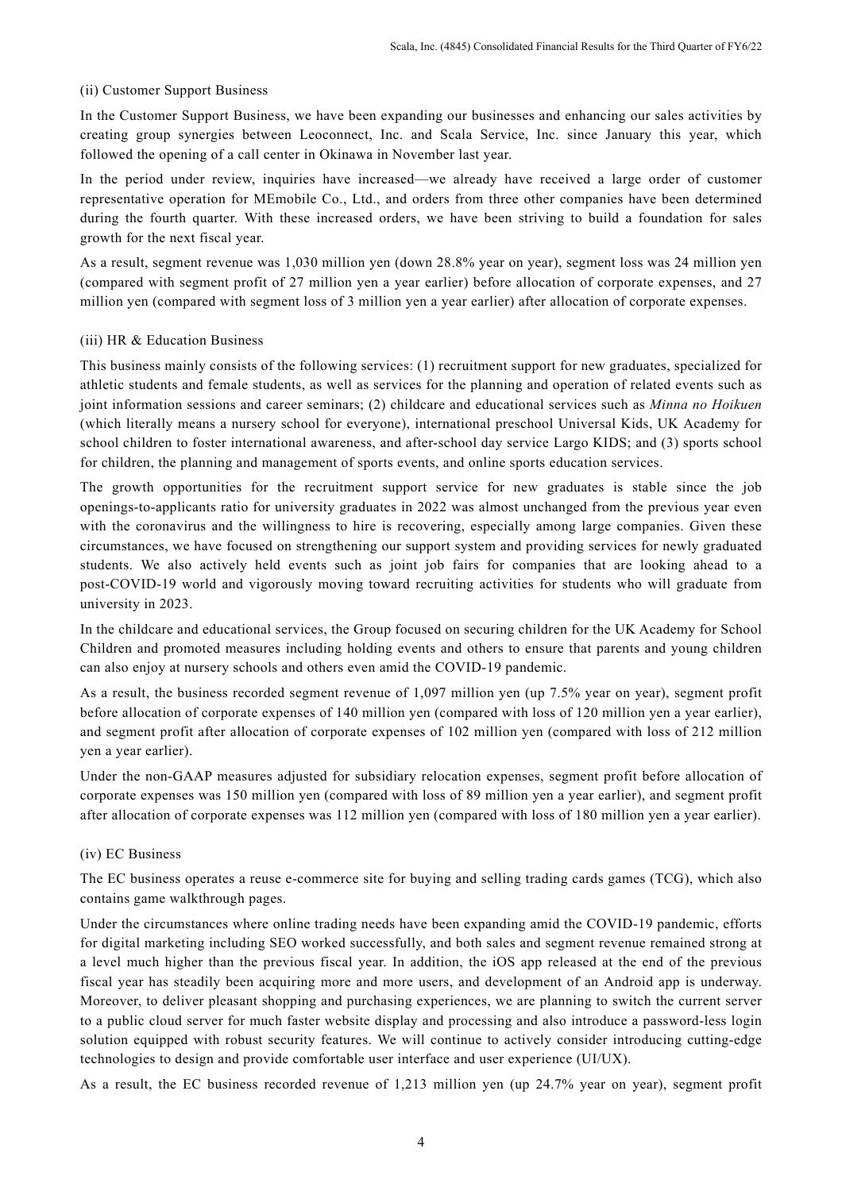(ii) Customer Support Business

In the Customer Support Business, we have been expanding our businesses and enhancing our sales activities by creating group synergies between Leoconnect, Inc. and Scala Service, Inc. since January this year, which followed the opening of a call center in Okinawa in November last year.

In the period under review, inquiries have increased—we already have received a large order of customer representative operation for MEmobile Co., Ltd., and orders from three other companies have been determined during the fourth quarter. With these increased orders, we have been striving to build a foundation for sales growth for the next fiscal year.

As a result, segment revenue was 1,030 million yen (down 28.8% year on year), segment loss was 24 million yen (compared with segment profit of 27 million yen a year earlier) before allocation of corporate expenses, and 27 million yen (compared with segment loss of 3 million yen a year earlier) after allocation of corporate expenses.

(iii) HR & Education Business

This business mainly consists of the following services: (1) recruitment support for new graduates, specialized for athletic students and female students, as well as services for the planning and operation of related events such as joint information sessions and career seminars; (2) childcare and educational services such as *Minna no Hoikuen* (which literally means a nursery school for everyone), international preschool Universal Kids, UK Academy for school children to foster international awareness, and after-school day service Largo KIDS; and (3) sports school for children, the planning and management of sports events, and online sports education services.

The growth opportunities for the recruitment support service for new graduates is stable since the job openings-to-applicants ratio for university graduates in 2022 was almost unchanged from the previous year even with the coronavirus and the willingness to hire is recovering, especially among large companies. Given these circumstances, we have focused on strengthening our support system and providing services for newly graduated students. We also actively held events such as joint job fairs for companies that are looking ahead to a post-COVID-19 world and vigorously moving toward recruiting activities for students who will graduate from university in 2023.

In the childcare and educational services, the Group focused on securing children for the UK Academy for School Children and promoted measures including holding events and others to ensure that parents and young children can also enjoy at nursery schools and others even amid the COVID-19 pandemic.

As a result, the business recorded segment revenue of 1,097 million yen (up 7.5% year on year), segment profit before allocation of corporate expenses of 140 million yen (compared with loss of 120 million yen a year earlier), and segment profit after allocation of corporate expenses of 102 million yen (compared with loss of 212 million yen a year earlier).

Under the non-GAAP measures adjusted for subsidiary relocation expenses, segment profit before allocation of corporate expenses was 150 million yen (compared with loss of 89 million yen a year earlier), and segment profit after allocation of corporate expenses was 112 million yen (compared with loss of 180 million yen a year earlier).

(iv) EC Business

The EC business operates a reuse e-commerce site for buying and selling trading cards games (TCG), which also contains game walkthrough pages.

Under the circumstances where online trading needs have been expanding amid the COVID-19 pandemic, efforts for digital marketing including SEO worked successfully, and both sales and segment revenue remained strong at a level much higher than the previous fiscal year. In addition, the iOS app released at the end of the previous fiscal year has steadily been acquiring more and more users, and development of an Android app is underway. Moreover, to deliver pleasant shopping and purchasing experiences, we are planning to switch the current server to a public cloud server for much faster website display and processing and also introduce a password-less login solution equipped with robust security features. We will continue to actively consider introducing cutting-edge technologies to design and provide comfortable user interface and user experience (UI/UX).

As a result, the EC business recorded revenue of 1,213 million yen (up 24.7% year on year), segment profit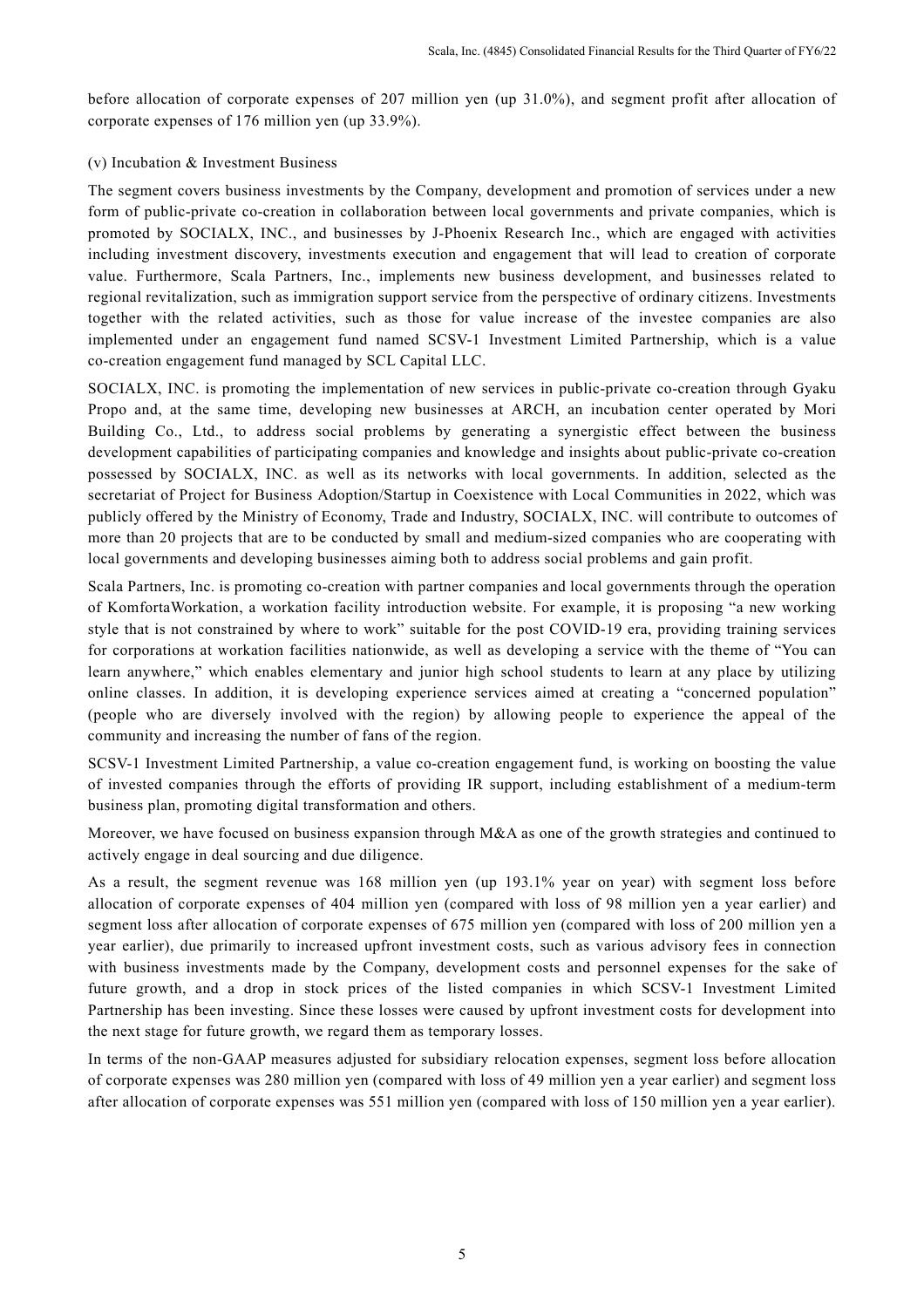before allocation of corporate expenses of 207 million yen (up 31.0%), and segment profit after allocation of corporate expenses of 176 million yen (up 33.9%).

(v) Incubation & Investment Business

The segment covers business investments by the Company, development and promotion of services under a new form of public-private co-creation in collaboration between local governments and private companies, which is promoted by SOCIALX, INC., and businesses by J-Phoenix Research Inc., which are engaged with activities including investment discovery, investments execution and engagement that will lead to creation of corporate value. Furthermore, Scala Partners, Inc., implements new business development, and businesses related to regional revitalization, such as immigration support service from the perspective of ordinary citizens. Investments together with the related activities, such as those for value increase of the investee companies are also implemented under an engagement fund named SCSV-1 Investment Limited Partnership, which is a value co-creation engagement fund managed by SCL Capital LLC.

SOCIALX, INC. is promoting the implementation of new services in public-private co-creation through Gyaku Propo and, at the same time, developing new businesses at ARCH, an incubation center operated by Mori Building Co., Ltd., to address social problems by generating a synergistic effect between the business development capabilities of participating companies and knowledge and insights about public-private co-creation possessed by SOCIALX, INC. as well as its networks with local governments. In addition, selected as the secretariat of Project for Business Adoption/Startup in Coexistence with Local Communities in 2022, which was publicly offered by the Ministry of Economy, Trade and Industry, SOCIALX, INC. will contribute to outcomes of more than 20 projects that are to be conducted by small and medium-sized companies who are cooperating with local governments and developing businesses aiming both to address social problems and gain profit.

Scala Partners, Inc. is promoting co-creation with partner companies and local governments through the operation of KomfortaWorkation, a workation facility introduction website. For example, it is proposing "a new working style that is not constrained by where to work" suitable for the post COVID-19 era, providing training services for corporations at workation facilities nationwide, as well as developing a service with the theme of "You can learn anywhere," which enables elementary and junior high school students to learn at any place by utilizing online classes. In addition, it is developing experience services aimed at creating a "concerned population" (people who are diversely involved with the region) by allowing people to experience the appeal of the community and increasing the number of fans of the region.

SCSV-1 Investment Limited Partnership, a value co-creation engagement fund, is working on boosting the value of invested companies through the efforts of providing IR support, including establishment of a medium-term business plan, promoting digital transformation and others.

Moreover, we have focused on business expansion through M&A as one of the growth strategies and continued to actively engage in deal sourcing and due diligence.

As a result, the segment revenue was 168 million yen (up 193.1% year on year) with segment loss before allocation of corporate expenses of 404 million yen (compared with loss of 98 million yen a year earlier) and segment loss after allocation of corporate expenses of 675 million yen (compared with loss of 200 million yen a year earlier), due primarily to increased upfront investment costs, such as various advisory fees in connection with business investments made by the Company, development costs and personnel expenses for the sake of future growth, and a drop in stock prices of the listed companies in which SCSV-1 Investment Limited Partnership has been investing. Since these losses were caused by upfront investment costs for development into the next stage for future growth, we regard them as temporary losses.

In terms of the non-GAAP measures adjusted for subsidiary relocation expenses, segment loss before allocation of corporate expenses was 280 million yen (compared with loss of 49 million yen a year earlier) and segment loss after allocation of corporate expenses was 551 million yen (compared with loss of 150 million yen a year earlier).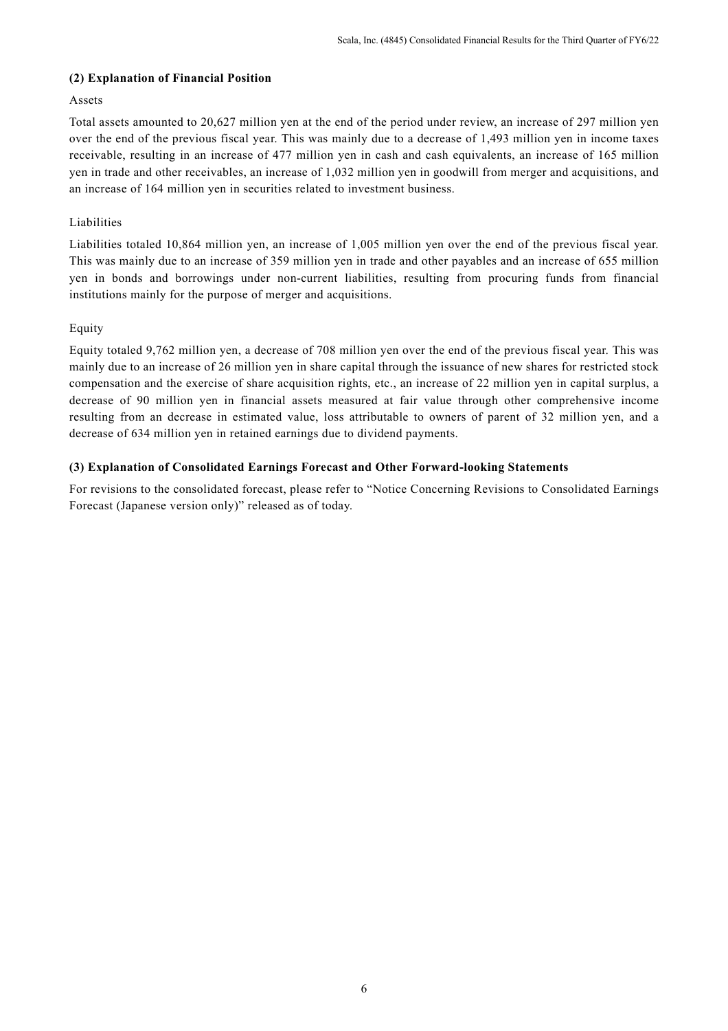### (2) Explanation of Financial Position

Assets

Total assets amounted to 20,627 million yen at the end of the period under review, an increase of 297 million yen over the end of the previous fiscal year. This was mainly due to a decrease of 1,493 million yen in income taxes receivable, resulting in an increase of 477 million yen in cash and cash equivalents, an increase of 165 million yen in trade and other receivables, an increase of 1,032 million yen in goodwill from merger and acquisitions, and an increase of 164 million yen in securities related to investment business.

Liabilities

Liabilities totaled 10,864 million yen, an increase of 1,005 million yen over the end of the previous fiscal year. This was mainly due to an increase of 359 million yen in trade and other payables and an increase of 655 million yen in bonds and borrowings under non-current liabilities, resulting from procuring funds from financial institutions mainly for the purpose of merger and acquisitions.

Equity

Equity totaled 9,762 million yen, a decrease of 708 million yen over the end of the previous fiscal year. This was mainly due to an increase of 26 million yen in share capital through the issuance of new shares for restricted stock compensation and the exercise of share acquisition rights, etc., an increase of 22 million yen in capital surplus, a decrease of 90 million yen in financial assets measured at fair value through other comprehensive income resulting from an decrease in estimated value, loss attributable to owners of parent of 32 million yen, and a decrease of 634 million yen in retained earnings due to dividend payments.

### (3) Explanation of Consolidated Earnings Forecast and Other Forward-looking Statements

For revisions to the consolidated forecast, please refer to "Notice Concerning Revisions to Consolidated Earnings Forecast (Japanese version only)" released as of today.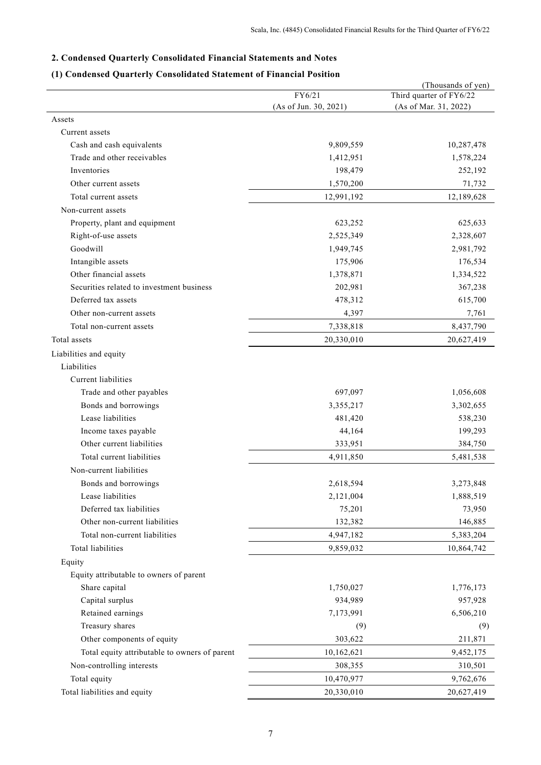## 2. Condensed Quarterly Consolidated Financial Statements and Notes

### (1) Condensed Quarterly Consolidated Statement of Financial Position

(Thousands of yen)

| | FY6/21 (As of Jun. 30, 2021) | Third quarter of FY6/22 (As of Mar. 31, 2022) |
|---|---|---|
| Assets | | |
| Current assets | | |
| Cash and cash equivalents | 9,809,559 | 10,287,478 |
| Trade and other receivables | 1,412,951 | 1,578,224 |
| Inventories | 198,479 | 252,192 |
| Other current assets | 1,570,200 | 71,732 |
| Total current assets | 12,991,192 | 12,189,628 |
| Non-current assets | | |
| Property, plant and equipment | 623,252 | 625,633 |
| Right-of-use assets | 2,525,349 | 2,328,607 |
| Goodwill | 1,949,745 | 2,981,792 |
| Intangible assets | 175,906 | 176,534 |
| Other financial assets | 1,378,871 | 1,334,522 |
| Securities related to investment business | 202,981 | 367,238 |
| Deferred tax assets | 478,312 | 615,700 |
| Other non-current assets | 4,397 | 7,761 |
| Total non-current assets | 7,338,818 | 8,437,790 |
| Total assets | 20,330,010 | 20,627,419 |
| Liabilities and equity | | |
| Liabilities | | |
| Current liabilities | | |
| Trade and other payables | 697,097 | 1,056,608 |
| Bonds and borrowings | 3,355,217 | 3,302,655 |
| Lease liabilities | 481,420 | 538,230 |
| Income taxes payable | 44,164 | 199,293 |
| Other current liabilities | 333,951 | 384,750 |
| Total current liabilities | 4,911,850 | 5,481,538 |
| Non-current liabilities | | |
| Bonds and borrowings | 2,618,594 | 3,273,848 |
| Lease liabilities | 2,121,004 | 1,888,519 |
| Deferred tax liabilities | 75,201 | 73,950 |
| Other non-current liabilities | 132,382 | 146,885 |
| Total non-current liabilities | 4,947,182 | 5,383,204 |
| Total liabilities | 9,859,032 | 10,864,742 |
| Equity | | |
| Equity attributable to owners of parent | | |
| Share capital | 1,750,027 | 1,776,173 |
| Capital surplus | 934,989 | 957,928 |
| Retained earnings | 7,173,991 | 6,506,210 |
| Treasury shares | (9) | (9) |
| Other components of equity | 303,622 | 211,871 |
| Total equity attributable to owners of parent | 10,162,621 | 9,452,175 |
| Non-controlling interests | 308,355 | 310,501 |
| Total equity | 10,470,977 | 9,762,676 |
| Total liabilities and equity | 20,330,010 | 20,627,419 |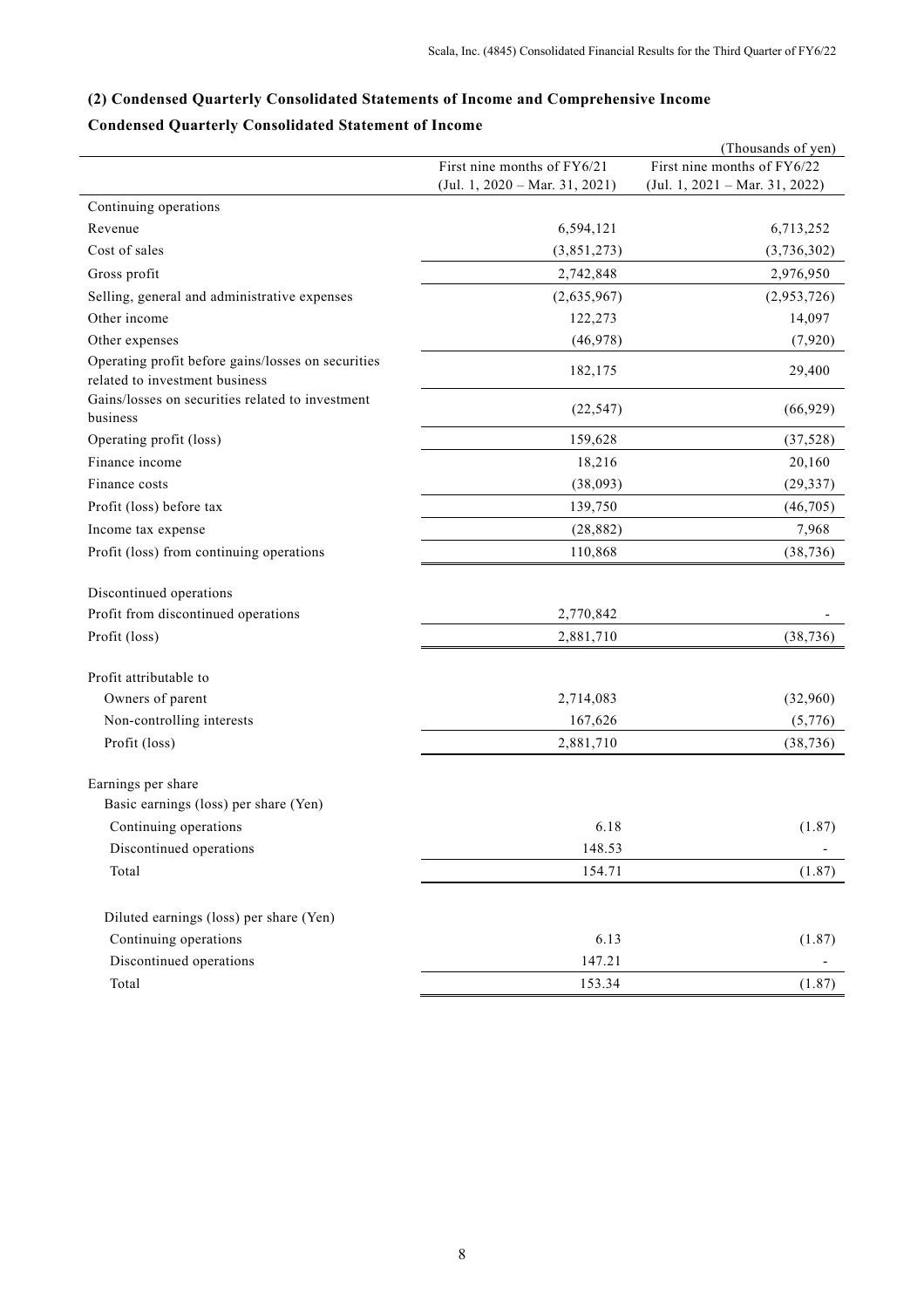### (2) Condensed Quarterly Consolidated Statements of Income and Comprehensive Income

### Condensed Quarterly Consolidated Statement of Income

(Thousands of yen)

| | First nine months of FY6/21 (Jul. 1, 2020 – Mar. 31, 2021) | First nine months of FY6/22 (Jul. 1, 2021 – Mar. 31, 2022) |
|---|---|---|
| Continuing operations | | |
| Revenue | 6,594,121 | 6,713,252 |
| Cost of sales | (3,851,273) | (3,736,302) |
| Gross profit | 2,742,848 | 2,976,950 |
| Selling, general and administrative expenses | (2,635,967) | (2,953,726) |
| Other income | 122,273 | 14,097 |
| Other expenses | (46,978) | (7,920) |
| Operating profit before gains/losses on securities related to investment business | 182,175 | 29,400 |
| Gains/losses on securities related to investment business | (22,547) | (66,929) |
| Operating profit (loss) | 159,628 | (37,528) |
| Finance income | 18,216 | 20,160 |
| Finance costs | (38,093) | (29,337) |
| Profit (loss) before tax | 139,750 | (46,705) |
| Income tax expense | (28,882) | 7,968 |
| Profit (loss) from continuing operations | 110,868 | (38,736) |
| | | |
| Discontinued operations | | |
| Profit from discontinued operations | 2,770,842 | - |
| Profit (loss) | 2,881,710 | (38,736) |
| | | |
| Profit attributable to | | |
| Owners of parent | 2,714,083 | (32,960) |
| Non-controlling interests | 167,626 | (5,776) |
| Profit (loss) | 2,881,710 | (38,736) |
| | | |
| Earnings per share | | |
| Basic earnings (loss) per share (Yen) | | |
| Continuing operations | 6.18 | (1.87) |
| Discontinued operations | 148.53 | - |
| Total | 154.71 | (1.87) |
| | | |
| Diluted earnings (loss) per share (Yen) | | |
| Continuing operations | 6.13 | (1.87) |
| Discontinued operations | 147.21 | - |
| Total | 153.34 | (1.87) |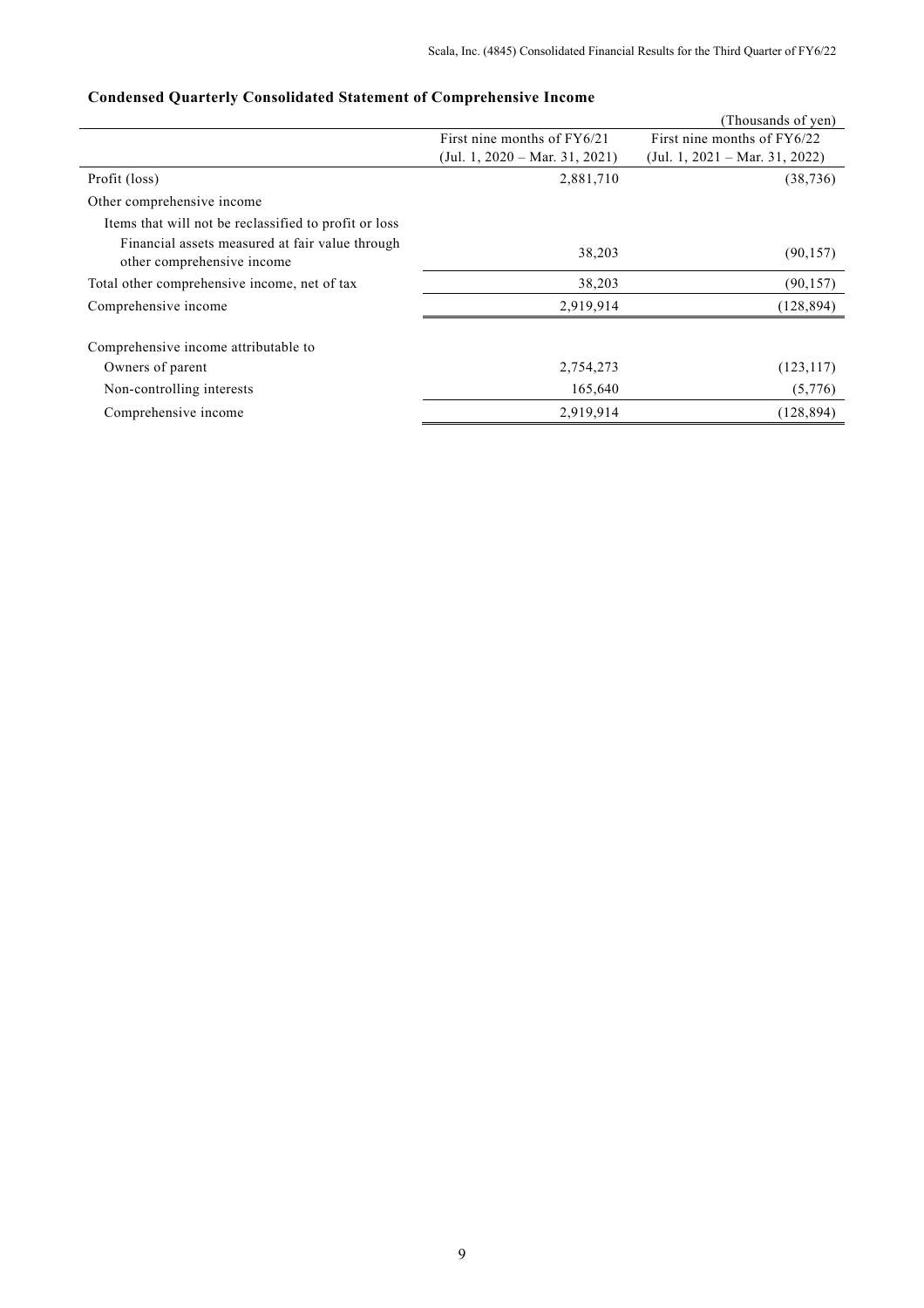## Condensed Quarterly Consolidated Statement of Comprehensive Income

(Thousands of yen)

| | First nine months of FY6/21 (Jul. 1, 2020 – Mar. 31, 2021) | First nine months of FY6/22 (Jul. 1, 2021 – Mar. 31, 2022) |
|---|---|---|
| Profit (loss) | 2,881,710 | (38,736) |
| Other comprehensive income | | |
| Items that will not be reclassified to profit or loss | | |
| Financial assets measured at fair value through other comprehensive income | 38,203 | (90,157) |
| Total other comprehensive income, net of tax | 38,203 | (90,157) |
| Comprehensive income | 2,919,914 | (128,894) |
| | | |
| Comprehensive income attributable to | | |
| Owners of parent | 2,754,273 | (123,117) |
| Non-controlling interests | 165,640 | (5,776) |
| Comprehensive income | 2,919,914 | (128,894) |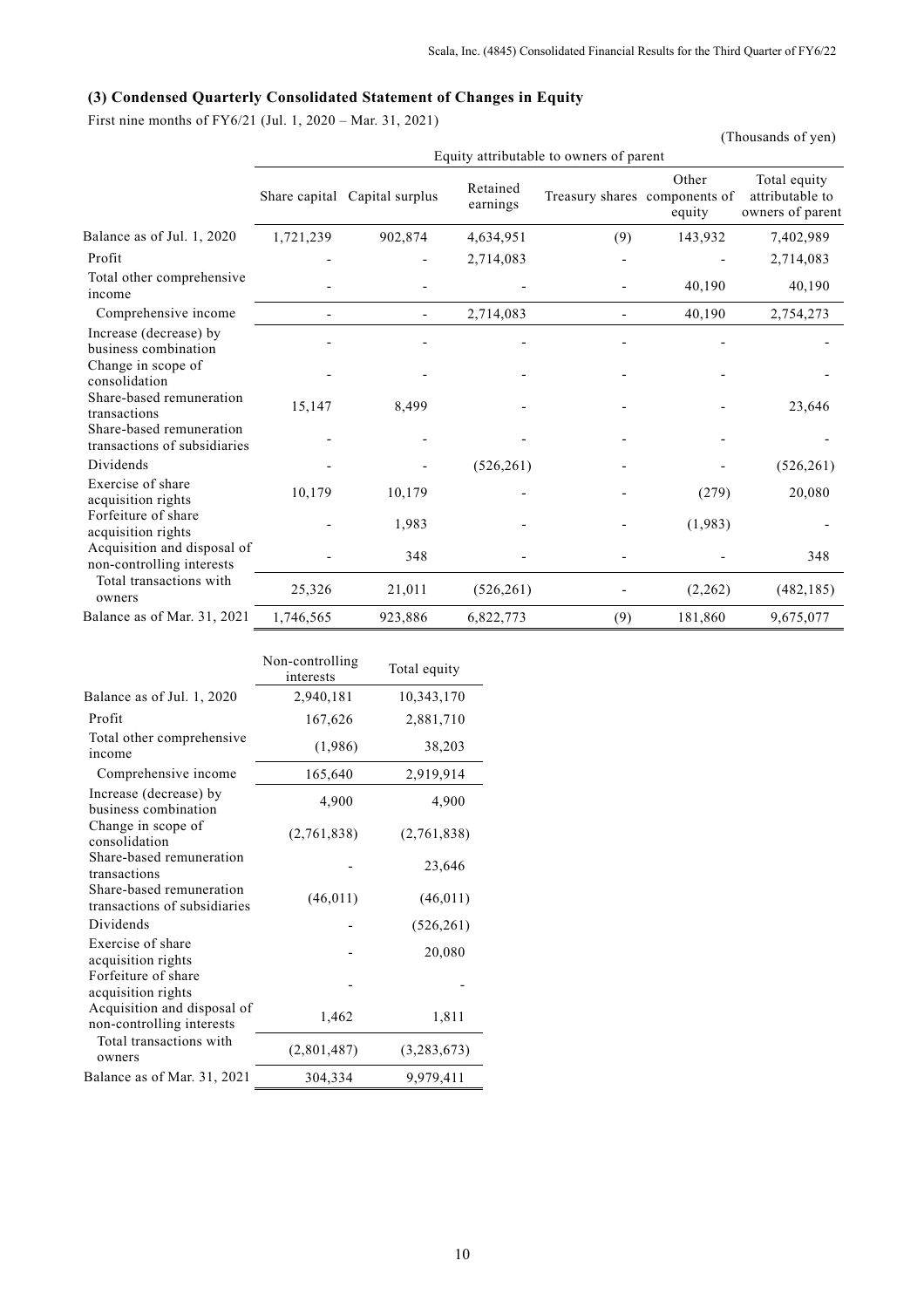### (3) Condensed Quarterly Consolidated Statement of Changes in Equity

First nine months of FY6/21 (Jul. 1, 2020 – Mar. 31, 2021)

(Thousands of yen)

| | Equity attributable to owners of parent | | | | | |
|---|---|---|---|---|---|---|
| | Share capital | Capital surplus | Retained earnings | Treasury shares | Other components of equity | Total equity attributable to owners of parent |
| Balance as of Jul. 1, 2020 | 1,721,239 | 902,874 | 4,634,951 | (9) | 143,932 | 7,402,989 |
| Profit | - | - | 2,714,083 | - | - | 2,714,083 |
| Total other comprehensive income | - | - | - | - | 40,190 | 40,190 |
| Comprehensive income | - | - | 2,714,083 | - | 40,190 | 2,754,273 |
| Increase (decrease) by business combination | - | - | - | - | - | - |
| Change in scope of consolidation | - | - | - | - | - | - |
| Share-based remuneration transactions | 15,147 | 8,499 | - | - | - | 23,646 |
| Share-based remuneration transactions of subsidiaries | - | - | - | - | - | - |
| Dividends | - | - | (526,261) | - | - | (526,261) |
| Exercise of share acquisition rights | 10,179 | 10,179 | - | - | (279) | 20,080 |
| Forfeiture of share acquisition rights | - | 1,983 | - | - | (1,983) | - |
| Acquisition and disposal of non-controlling interests | - | 348 | - | - | - | 348 |
| Total transactions with owners | 25,326 | 21,011 | (526,261) | - | (2,262) | (482,185) |
| Balance as of Mar. 31, 2021 | 1,746,565 | 923,886 | 6,822,773 | (9) | 181,860 | 9,675,077 |

| | Non-controlling interests | Total equity |
|---|---|---|
| Balance as of Jul. 1, 2020 | 2,940,181 | 10,343,170 |
| Profit | 167,626 | 2,881,710 |
| Total other comprehensive income | (1,986) | 38,203 |
| Comprehensive income | 165,640 | 2,919,914 |
| Increase (decrease) by business combination | 4,900 | 4,900 |
| Change in scope of consolidation | (2,761,838) | (2,761,838) |
| Share-based remuneration transactions | - | 23,646 |
| Share-based remuneration transactions of subsidiaries | (46,011) | (46,011) |
| Dividends | - | (526,261) |
| Exercise of share acquisition rights | - | 20,080 |
| Forfeiture of share acquisition rights | - | - |
| Acquisition and disposal of non-controlling interests | 1,462 | 1,811 |
| Total transactions with owners | (2,801,487) | (3,283,673) |
| Balance as of Mar. 31, 2021 | 304,334 | 9,979,411 |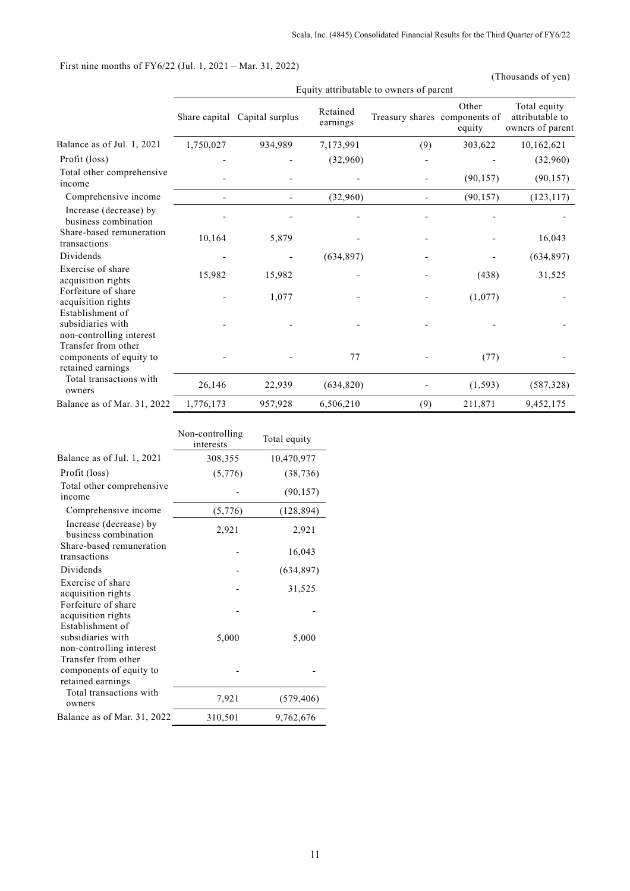First nine months of FY6/22 (Jul. 1, 2021 – Mar. 31, 2022)

(Thousands of yen)

| | Equity attributable to owners of parent | | | | | |
|---|---|---|---|---|---|---|
| | Share capital | Capital surplus | Retained earnings | Treasury shares | Other components of equity | Total equity attributable to owners of parent |
| Balance as of Jul. 1, 2021 | 1,750,027 | 934,989 | 7,173,991 | (9) | 303,622 | 10,162,621 |
| Profit (loss) | - | - | (32,960) | - | - | (32,960) |
| Total other comprehensive income | - | - | - | - | (90,157) | (90,157) |
| Comprehensive income | - | - | (32,960) | - | (90,157) | (123,117) |
| Increase (decrease) by business combination | - | - | - | - | - | - |
| Share-based remuneration transactions | 10,164 | 5,879 | - | - | - | 16,043 |
| Dividends | - | - | (634,897) | - | - | (634,897) |
| Exercise of share acquisition rights | 15,982 | 15,982 | - | - | (438) | 31,525 |
| Forfeiture of share acquisition rights | - | 1,077 | - | - | (1,077) | - |
| Establishment of subsidiaries with non-controlling interest | - | - | - | - | - | - |
| Transfer from other components of equity to retained earnings | - | - | 77 | - | (77) | - |
| Total transactions with owners | 26,146 | 22,939 | (634,820) | - | (1,593) | (587,328) |
| Balance as of Mar. 31, 2022 | 1,776,173 | 957,928 | 6,506,210 | (9) | 211,871 | 9,452,175 |

| | Non-controlling interests | Total equity |
|---|---|---|
| Balance as of Jul. 1, 2021 | 308,355 | 10,470,977 |
| Profit (loss) | (5,776) | (38,736) |
| Total other comprehensive income | - | (90,157) |
| Comprehensive income | (5,776) | (128,894) |
| Increase (decrease) by business combination | 2,921 | 2,921 |
| Share-based remuneration transactions | - | 16,043 |
| Dividends | - | (634,897) |
| Exercise of share acquisition rights | - | 31,525 |
| Forfeiture of share acquisition rights | - | - |
| Establishment of subsidiaries with non-controlling interest | 5,000 | 5,000 |
| Transfer from other components of equity to retained earnings | - | - |
| Total transactions with owners | 7,921 | (579,406) |
| Balance as of Mar. 31, 2022 | 310,501 | 9,762,676 |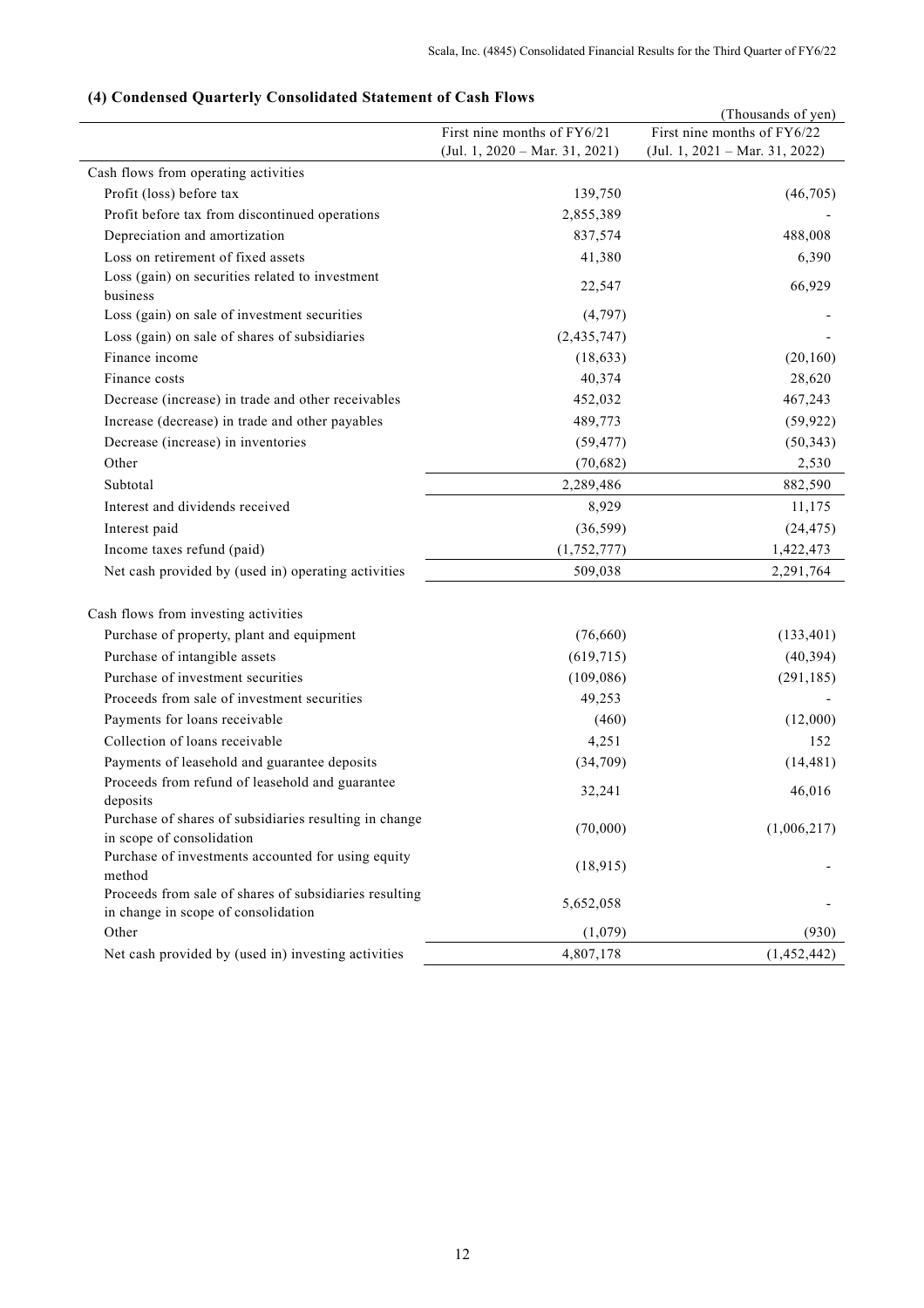### (4) Condensed Quarterly Consolidated Statement of Cash Flows

(Thousands of yen)

| | First nine months of FY6/21 (Jul. 1, 2020 – Mar. 31, 2021) | First nine months of FY6/22 (Jul. 1, 2021 – Mar. 31, 2022) |
|---|---|---|
| Cash flows from operating activities | | |
| Profit (loss) before tax | 139,750 | (46,705) |
| Profit before tax from discontinued operations | 2,855,389 | - |
| Depreciation and amortization | 837,574 | 488,008 |
| Loss on retirement of fixed assets | 41,380 | 6,390 |
| Loss (gain) on securities related to investment business | 22,547 | 66,929 |
| Loss (gain) on sale of investment securities | (4,797) | - |
| Loss (gain) on sale of shares of subsidiaries | (2,435,747) | - |
| Finance income | (18,633) | (20,160) |
| Finance costs | 40,374 | 28,620 |
| Decrease (increase) in trade and other receivables | 452,032 | 467,243 |
| Increase (decrease) in trade and other payables | 489,773 | (59,922) |
| Decrease (increase) in inventories | (59,477) | (50,343) |
| Other | (70,682) | 2,530 |
| Subtotal | 2,289,486 | 882,590 |
| Interest and dividends received | 8,929 | 11,175 |
| Interest paid | (36,599) | (24,475) |
| Income taxes refund (paid) | (1,752,777) | 1,422,473 |
| Net cash provided by (used in) operating activities | 509,038 | 2,291,764 |
| | | |
| Cash flows from investing activities | | |
| Purchase of property, plant and equipment | (76,660) | (133,401) |
| Purchase of intangible assets | (619,715) | (40,394) |
| Purchase of investment securities | (109,086) | (291,185) |
| Proceeds from sale of investment securities | 49,253 | - |
| Payments for loans receivable | (460) | (12,000) |
| Collection of loans receivable | 4,251 | 152 |
| Payments of leasehold and guarantee deposits | (34,709) | (14,481) |
| Proceeds from refund of leasehold and guarantee deposits | 32,241 | 46,016 |
| Purchase of shares of subsidiaries resulting in change in scope of consolidation | (70,000) | (1,006,217) |
| Purchase of investments accounted for using equity method | (18,915) | - |
| Proceeds from sale of shares of subsidiaries resulting in change in scope of consolidation | 5,652,058 | - |
| Other | (1,079) | (930) |
| Net cash provided by (used in) investing activities | 4,807,178 | (1,452,442) |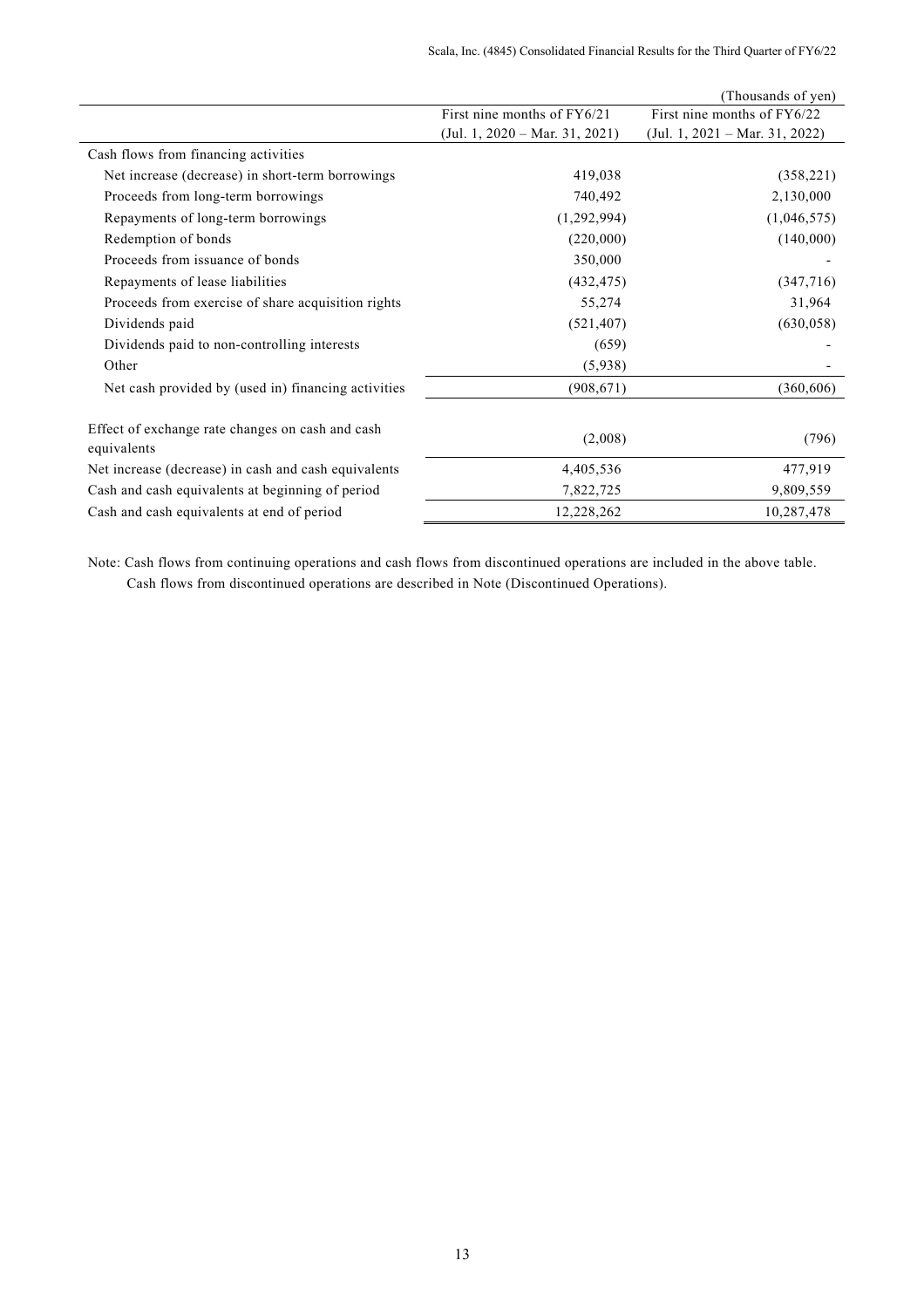(Thousands of yen)

| | First nine months of FY6/21 (Jul. 1, 2020 – Mar. 31, 2021) | First nine months of FY6/22 (Jul. 1, 2021 – Mar. 31, 2022) |
|---|---|---|
| Cash flows from financing activities | | |
| Net increase (decrease) in short-term borrowings | 419,038 | (358,221) |
| Proceeds from long-term borrowings | 740,492 | 2,130,000 |
| Repayments of long-term borrowings | (1,292,994) | (1,046,575) |
| Redemption of bonds | (220,000) | (140,000) |
| Proceeds from issuance of bonds | 350,000 | - |
| Repayments of lease liabilities | (432,475) | (347,716) |
| Proceeds from exercise of share acquisition rights | 55,274 | 31,964 |
| Dividends paid | (521,407) | (630,058) |
| Dividends paid to non-controlling interests | (659) | - |
| Other | (5,938) | - |
| Net cash provided by (used in) financing activities | (908,671) | (360,606) |
| Effect of exchange rate changes on cash and cash equivalents | (2,008) | (796) |
| Net increase (decrease) in cash and cash equivalents | 4,405,536 | 477,919 |
| Cash and cash equivalents at beginning of period | 7,822,725 | 9,809,559 |
| Cash and cash equivalents at end of period | 12,228,262 | 10,287,478 |

Note: Cash flows from continuing operations and cash flows from discontinued operations are included in the above table.
Cash flows from discontinued operations are described in Note (Discontinued Operations).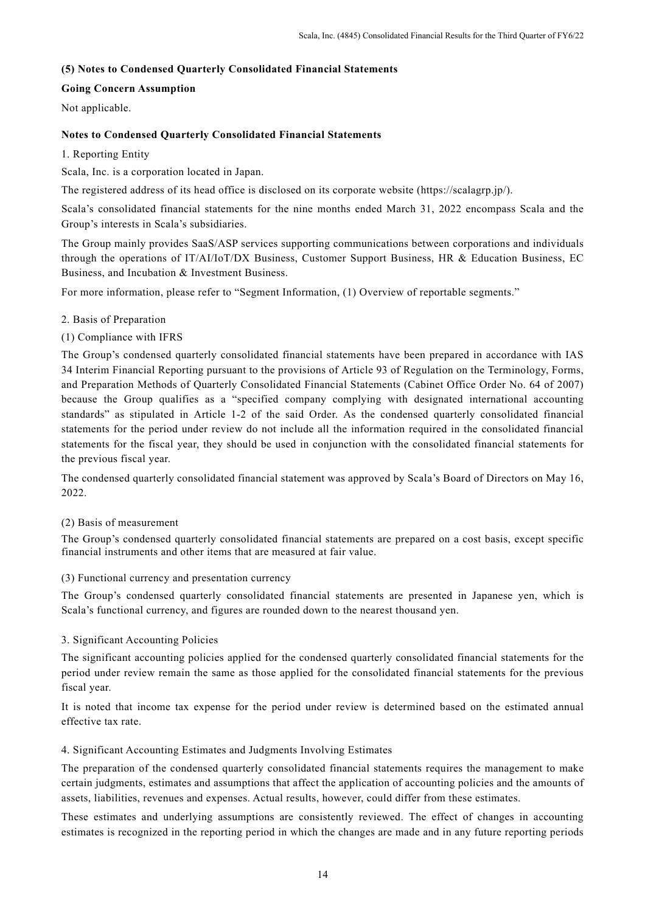### (5) Notes to Condensed Quarterly Consolidated Financial Statements

**Going Concern Assumption**

Not applicable.

**Notes to Condensed Quarterly Consolidated Financial Statements**

1. Reporting Entity

Scala, Inc. is a corporation located in Japan.

The registered address of its head office is disclosed on its corporate website (https://scalagrp.jp/).

Scala's consolidated financial statements for the nine months ended March 31, 2022 encompass Scala and the Group's interests in Scala's subsidiaries.

The Group mainly provides SaaS/ASP services supporting communications between corporations and individuals through the operations of IT/AI/IoT/DX Business, Customer Support Business, HR & Education Business, EC Business, and Incubation & Investment Business.

For more information, please refer to "Segment Information, (1) Overview of reportable segments."

2. Basis of Preparation

(1) Compliance with IFRS

The Group's condensed quarterly consolidated financial statements have been prepared in accordance with IAS 34 Interim Financial Reporting pursuant to the provisions of Article 93 of Regulation on the Terminology, Forms, and Preparation Methods of Quarterly Consolidated Financial Statements (Cabinet Office Order No. 64 of 2007) because the Group qualifies as a "specified company complying with designated international accounting standards" as stipulated in Article 1-2 of the said Order. As the condensed quarterly consolidated financial statements for the period under review do not include all the information required in the consolidated financial statements for the fiscal year, they should be used in conjunction with the consolidated financial statements for the previous fiscal year.

The condensed quarterly consolidated financial statement was approved by Scala's Board of Directors on May 16, 2022.

(2) Basis of measurement

The Group's condensed quarterly consolidated financial statements are prepared on a cost basis, except specific financial instruments and other items that are measured at fair value.

(3) Functional currency and presentation currency

The Group's condensed quarterly consolidated financial statements are presented in Japanese yen, which is Scala's functional currency, and figures are rounded down to the nearest thousand yen.

3. Significant Accounting Policies

The significant accounting policies applied for the condensed quarterly consolidated financial statements for the period under review remain the same as those applied for the consolidated financial statements for the previous fiscal year.

It is noted that income tax expense for the period under review is determined based on the estimated annual effective tax rate.

4. Significant Accounting Estimates and Judgments Involving Estimates

The preparation of the condensed quarterly consolidated financial statements requires the management to make certain judgments, estimates and assumptions that affect the application of accounting policies and the amounts of assets, liabilities, revenues and expenses. Actual results, however, could differ from these estimates.

These estimates and underlying assumptions are consistently reviewed. The effect of changes in accounting estimates is recognized in the reporting period in which the changes are made and in any future reporting periods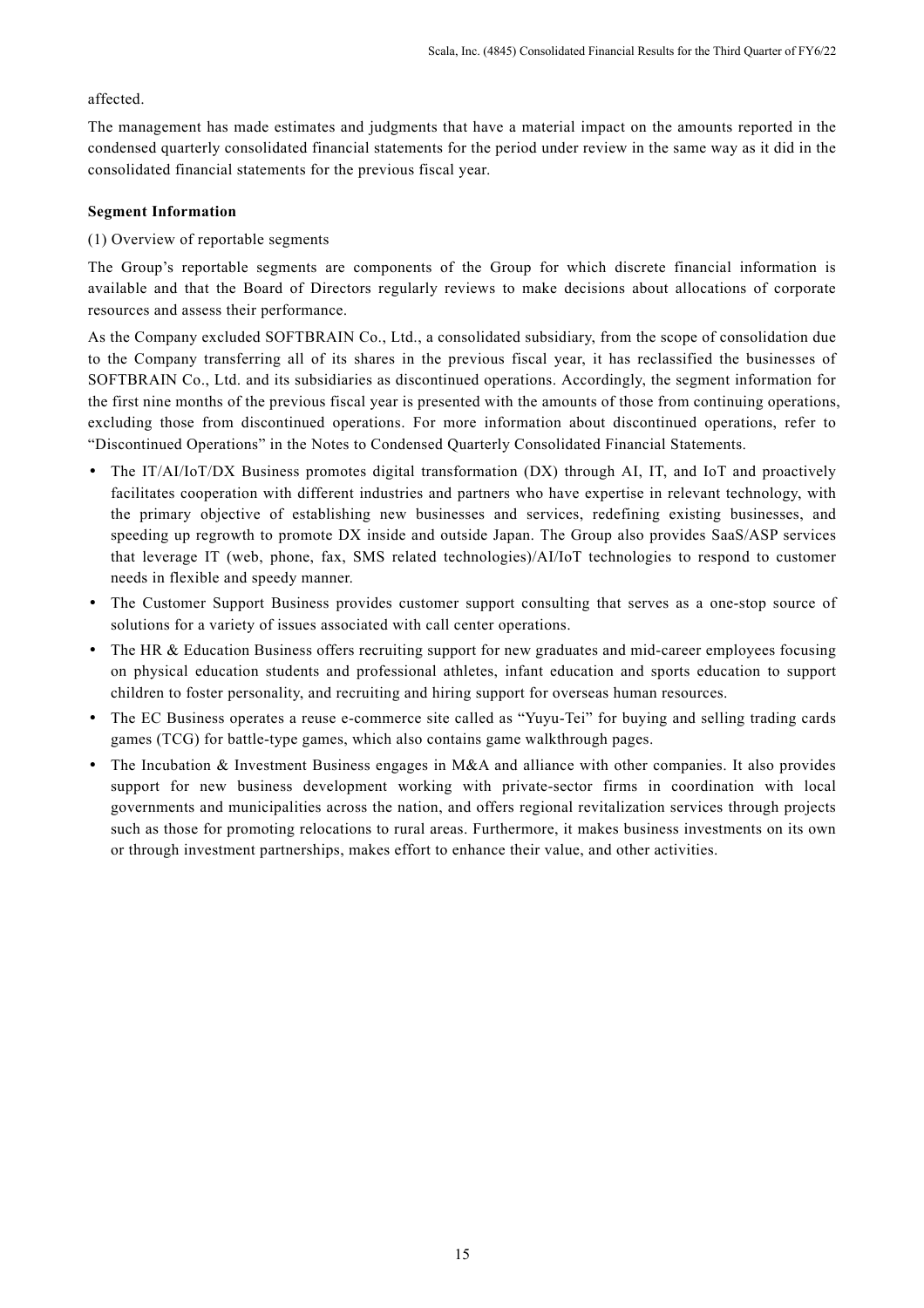affected.

The management has made estimates and judgments that have a material impact on the amounts reported in the condensed quarterly consolidated financial statements for the period under review in the same way as it did in the consolidated financial statements for the previous fiscal year.

**Segment Information**

(1) Overview of reportable segments

The Group's reportable segments are components of the Group for which discrete financial information is available and that the Board of Directors regularly reviews to make decisions about allocations of corporate resources and assess their performance.

As the Company excluded SOFTBRAIN Co., Ltd., a consolidated subsidiary, from the scope of consolidation due to the Company transferring all of its shares in the previous fiscal year, it has reclassified the businesses of SOFTBRAIN Co., Ltd. and its subsidiaries as discontinued operations. Accordingly, the segment information for the first nine months of the previous fiscal year is presented with the amounts of those from continuing operations, excluding those from discontinued operations. For more information about discontinued operations, refer to "Discontinued Operations" in the Notes to Condensed Quarterly Consolidated Financial Statements.

- The IT/AI/IoT/DX Business promotes digital transformation (DX) through AI, IT, and IoT and proactively facilitates cooperation with different industries and partners who have expertise in relevant technology, with the primary objective of establishing new businesses and services, redefining existing businesses, and speeding up regrowth to promote DX inside and outside Japan. The Group also provides SaaS/ASP services that leverage IT (web, phone, fax, SMS related technologies)/AI/IoT technologies to respond to customer needs in flexible and speedy manner.
- The Customer Support Business provides customer support consulting that serves as a one-stop source of solutions for a variety of issues associated with call center operations.
- The HR & Education Business offers recruiting support for new graduates and mid-career employees focusing on physical education students and professional athletes, infant education and sports education to support children to foster personality, and recruiting and hiring support for overseas human resources.
- The EC Business operates a reuse e-commerce site called as "Yuyu-Tei" for buying and selling trading cards games (TCG) for battle-type games, which also contains game walkthrough pages.
- The Incubation & Investment Business engages in M&A and alliance with other companies. It also provides support for new business development working with private-sector firms in coordination with local governments and municipalities across the nation, and offers regional revitalization services through projects such as those for promoting relocations to rural areas. Furthermore, it makes business investments on its own or through investment partnerships, makes effort to enhance their value, and other activities.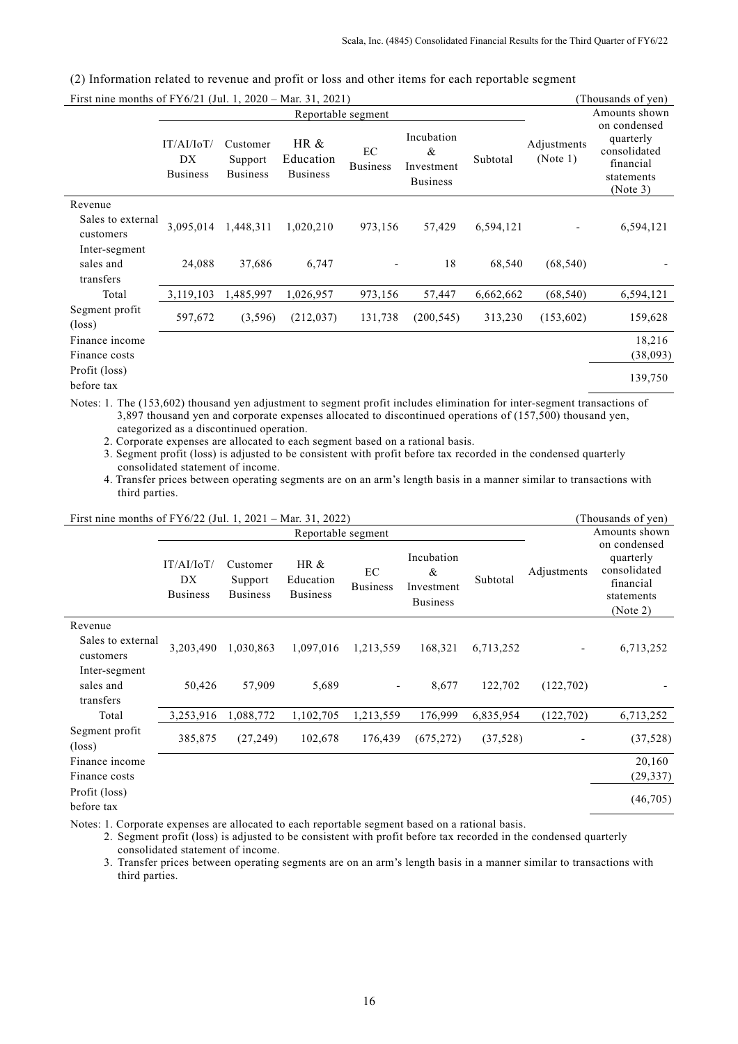(2) Information related to revenue and profit or loss and other items for each reportable segment

First nine months of FY6/21 (Jul. 1, 2020 – Mar. 31, 2021) (Thousands of yen)

| | Reportable segment | | | | | | | Amounts shown on condensed quarterly consolidated financial statements (Note 3) |
|---|---|---|---|---|---|---|---|---|
| | IT/AI/IoT/ DX Business | Customer Support Business | HR & Education Business | EC Business | Incubation & Investment Business | Subtotal | Adjustments (Note 1) | |
| Revenue | | | | | | | | |
| Sales to external customers | 3,095,014 | 1,448,311 | 1,020,210 | 973,156 | 57,429 | 6,594,121 | - | 6,594,121 |
| Inter-segment sales and transfers | 24,088 | 37,686 | 6,747 | - | 18 | 68,540 | (68,540) | - |
| Total | 3,119,103 | 1,485,997 | 1,026,957 | 973,156 | 57,447 | 6,662,662 | (68,540) | 6,594,121 |
| Segment profit (loss) | 597,672 | (3,596) | (212,037) | 131,738 | (200,545) | 313,230 | (153,602) | 159,628 |
| Finance income | | | | | | | | 18,216 |
| Finance costs | | | | | | | | (38,093) |
| Profit (loss) before tax | | | | | | | | 139,750 |

Notes: 1. The (153,602) thousand yen adjustment to segment profit includes elimination for inter-segment transactions of 3,897 thousand yen and corporate expenses allocated to discontinued operations of (157,500) thousand yen, categorized as a discontinued operation.

2. Corporate expenses are allocated to each segment based on a rational basis.

3. Segment profit (loss) is adjusted to be consistent with profit before tax recorded in the condensed quarterly consolidated statement of income.

4. Transfer prices between operating segments are on an arm's length basis in a manner similar to transactions with third parties.

First nine months of FY6/22 (Jul. 1, 2021 – Mar. 31, 2022) (Thousands of yen)

| | Reportable segment | | | | | | | Amounts shown on condensed quarterly consolidated financial statements (Note 2) |
|---|---|---|---|---|---|---|---|---|
| | IT/AI/IoT/ DX Business | Customer Support Business | HR & Education Business | EC Business | Incubation & Investment Business | Subtotal | Adjustments | |
| Revenue | | | | | | | | |
| Sales to external customers | 3,203,490 | 1,030,863 | 1,097,016 | 1,213,559 | 168,321 | 6,713,252 | - | 6,713,252 |
| Inter-segment sales and transfers | 50,426 | 57,909 | 5,689 | - | 8,677 | 122,702 | (122,702) | - |
| Total | 3,253,916 | 1,088,772 | 1,102,705 | 1,213,559 | 176,999 | 6,835,954 | (122,702) | 6,713,252 |
| Segment profit (loss) | 385,875 | (27,249) | 102,678 | 176,439 | (675,272) | (37,528) | - | (37,528) |
| Finance income | | | | | | | | 20,160 |
| Finance costs | | | | | | | | (29,337) |
| Profit (loss) before tax | | | | | | | | (46,705) |

Notes: 1. Corporate expenses are allocated to each reportable segment based on a rational basis.

2. Segment profit (loss) is adjusted to be consistent with profit before tax recorded in the condensed quarterly consolidated statement of income.

3. Transfer prices between operating segments are on an arm's length basis in a manner similar to transactions with third parties.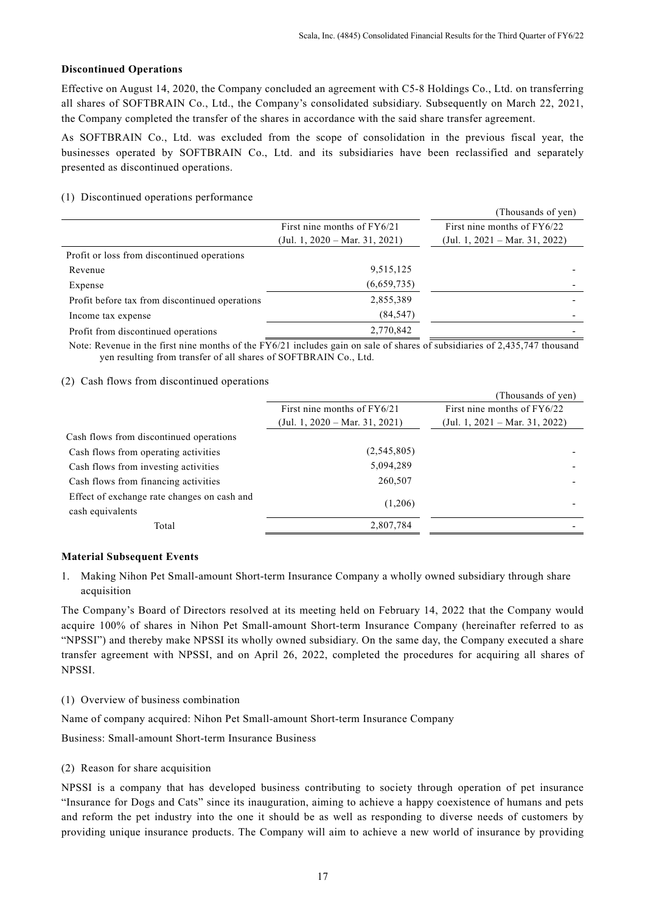**Discontinued Operations**

Effective on August 14, 2020, the Company concluded an agreement with C5-8 Holdings Co., Ltd. on transferring all shares of SOFTBRAIN Co., Ltd., the Company's consolidated subsidiary. Subsequently on March 22, 2021, the Company completed the transfer of the shares in accordance with the said share transfer agreement.

As SOFTBRAIN Co., Ltd. was excluded from the scope of consolidation in the previous fiscal year, the businesses operated by SOFTBRAIN Co., Ltd. and its subsidiaries have been reclassified and separately presented as discontinued operations.

(1) Discontinued operations performance

(Thousands of yen)

| | First nine months of FY6/21 (Jul. 1, 2020 – Mar. 31, 2021) | First nine months of FY6/22 (Jul. 1, 2021 – Mar. 31, 2022) |
|---|---|---|
| Profit or loss from discontinued operations | | |
| Revenue | 9,515,125 | - |
| Expense | (6,659,735) | - |
| Profit before tax from discontinued operations | 2,855,389 | - |
| Income tax expense | (84,547) | - |
| Profit from discontinued operations | 2,770,842 | - |

Note: Revenue in the first nine months of the FY6/21 includes gain on sale of shares of subsidiaries of 2,435,747 thousand yen resulting from transfer of all shares of SOFTBRAIN Co., Ltd.

(2) Cash flows from discontinued operations

(Thousands of yen)

| | First nine months of FY6/21 (Jul. 1, 2020 – Mar. 31, 2021) | First nine months of FY6/22 (Jul. 1, 2021 – Mar. 31, 2022) |
|---|---|---|
| Cash flows from discontinued operations | | |
| Cash flows from operating activities | (2,545,805) | - |
| Cash flows from investing activities | 5,094,289 | - |
| Cash flows from financing activities | 260,507 | - |
| Effect of exchange rate changes on cash and cash equivalents | (1,206) | - |
| Total | 2,807,784 | - |

**Material Subsequent Events**

1. Making Nihon Pet Small-amount Short-term Insurance Company a wholly owned subsidiary through share acquisition

The Company's Board of Directors resolved at its meeting held on February 14, 2022 that the Company would acquire 100% of shares in Nihon Pet Small-amount Short-term Insurance Company (hereinafter referred to as "NPSSI") and thereby make NPSSI its wholly owned subsidiary. On the same day, the Company executed a share transfer agreement with NPSSI, and on April 26, 2022, completed the procedures for acquiring all shares of NPSSI.

(1) Overview of business combination

Name of company acquired: Nihon Pet Small-amount Short-term Insurance Company

Business: Small-amount Short-term Insurance Business

(2) Reason for share acquisition

NPSSI is a company that has developed business contributing to society through operation of pet insurance "Insurance for Dogs and Cats" since its inauguration, aiming to achieve a happy coexistence of humans and pets and reform the pet industry into the one it should be as well as responding to diverse needs of customers by providing unique insurance products. The Company will aim to achieve a new world of insurance by providing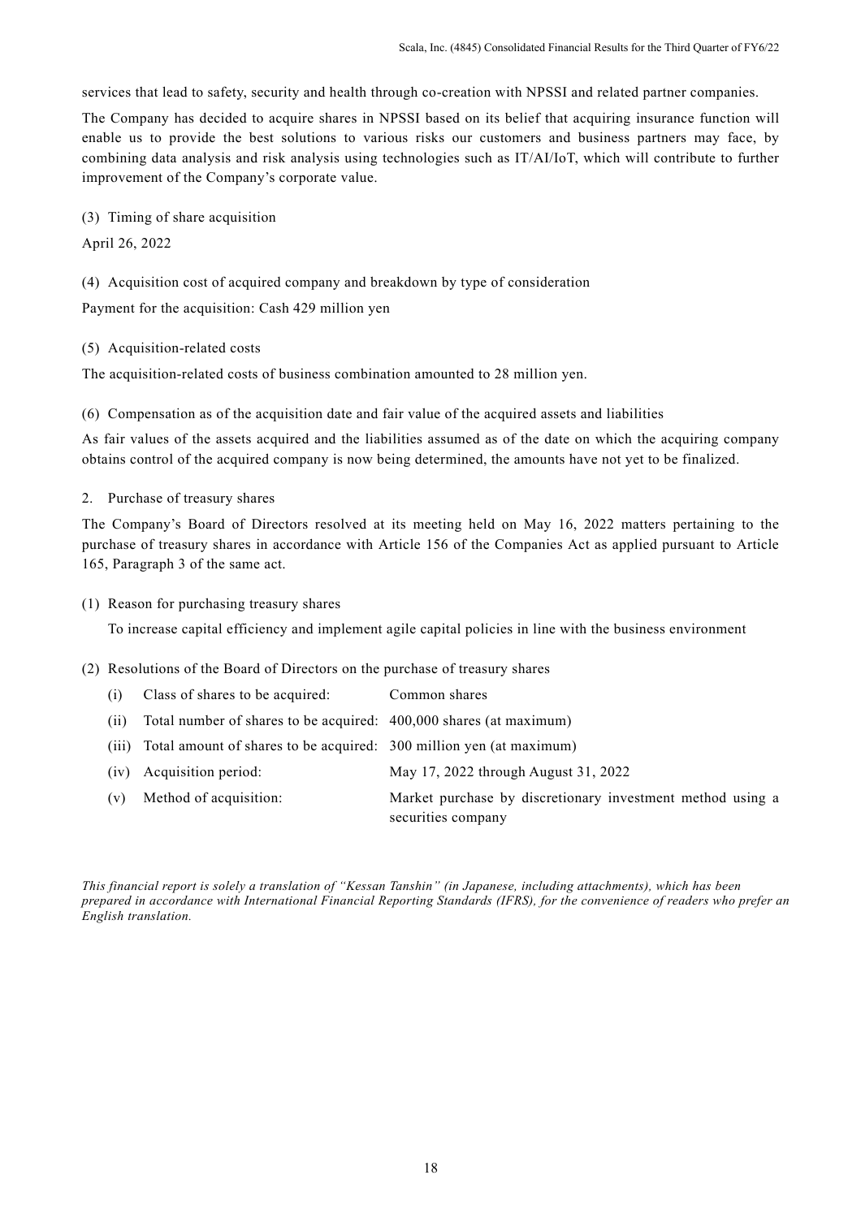services that lead to safety, security and health through co-creation with NPSSI and related partner companies.

The Company has decided to acquire shares in NPSSI based on its belief that acquiring insurance function will enable us to provide the best solutions to various risks our customers and business partners may face, by combining data analysis and risk analysis using technologies such as IT/AI/IoT, which will contribute to further improvement of the Company's corporate value.

(3) Timing of share acquisition

April 26, 2022

(4) Acquisition cost of acquired company and breakdown by type of consideration

Payment for the acquisition: Cash 429 million yen

(5) Acquisition-related costs

The acquisition-related costs of business combination amounted to 28 million yen.

(6) Compensation as of the acquisition date and fair value of the acquired assets and liabilities

As fair values of the assets acquired and the liabilities assumed as of the date on which the acquiring company obtains control of the acquired company is now being determined, the amounts have not yet to be finalized.

2. Purchase of treasury shares

The Company's Board of Directors resolved at its meeting held on May 16, 2022 matters pertaining to the purchase of treasury shares in accordance with Article 156 of the Companies Act as applied pursuant to Article 165, Paragraph 3 of the same act.

(1) Reason for purchasing treasury shares

To increase capital efficiency and implement agile capital policies in line with the business environment

(2) Resolutions of the Board of Directors on the purchase of treasury shares

| | | |
|---|---|---|
| (i) | Class of shares to be acquired: | Common shares |
| (ii) | Total number of shares to be acquired: | 400,000 shares (at maximum) |
| (iii) | Total amount of shares to be acquired: | 300 million yen (at maximum) |
| (iv) | Acquisition period: | May 17, 2022 through August 31, 2022 |
| (v) | Method of acquisition: | Market purchase by discretionary investment method using a securities company |

*This financial report is solely a translation of "Kessan Tanshin" (in Japanese, including attachments), which has been prepared in accordance with International Financial Reporting Standards (IFRS), for the convenience of readers who prefer an English translation.*